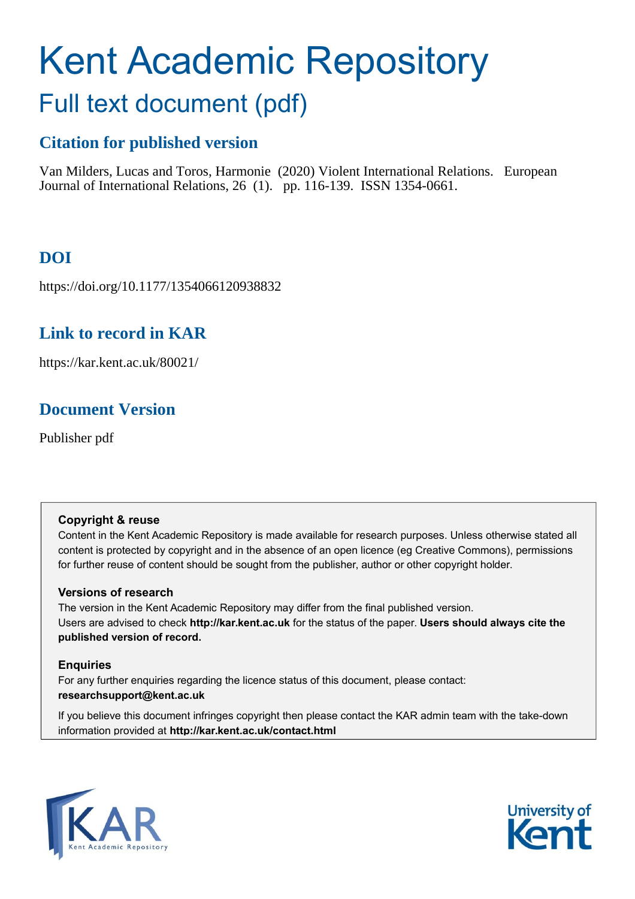# Kent Academic Repository

## Full text document (pdf)

### Citation for published version

Van Milders, Lucas and Toros, Harmonie (2020) Violent International Relations. European Journal of International Relations, 26 (1). pp. 116-139. ISSN 1354-0661.

### DOI

https://doi.org/10.1177/1354066120938832

### Link to record in KAR

https://kar.kent.ac.uk/80021/

### Document Version

Publisher pdf

**Copyright & reuse**

Content in the Kent Academic Repository is made available for research purposes. Unless otherwise stated all content is protected by copyright and in the absence of an open licence (eg Creative Commons), permissions for further reuse of content should be sought from the publisher, author or other copyright holder.

**Versions of research**

The version in the Kent Academic Repository may differ from the final published version. Users are advised to check **http://kar.kent.ac.uk** for the status of the paper. **Users should always cite the published version of record.**

**Enquiries**

For any further enquiries regarding the licence status of this document, please contact: **researchsupport@kent.ac.uk**

If you believe this document infringes copyright then please contact the KAR admin team with the take-down information provided at **http://kar.kent.ac.uk/contact.html**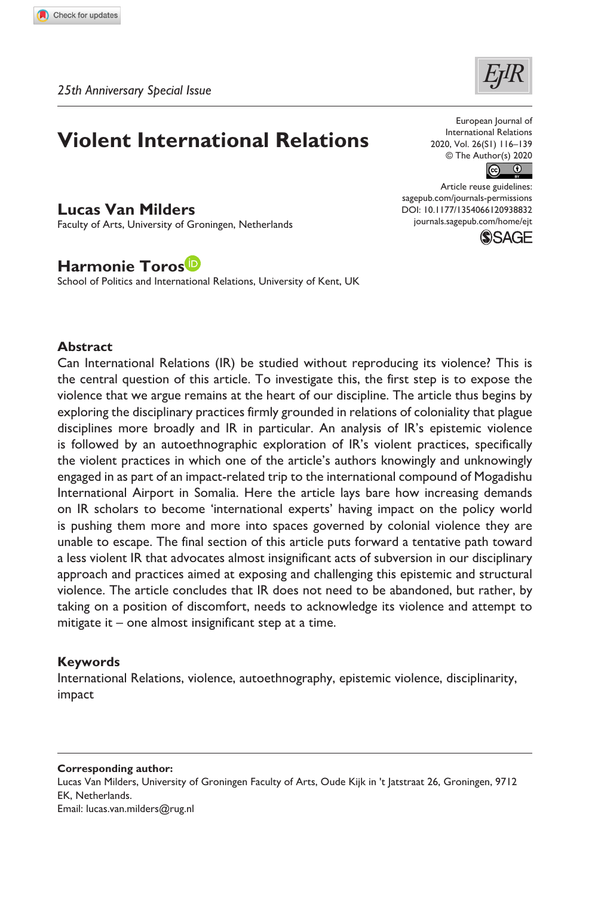*25th Anniversary Special Issue*

# Violent International Relations

**Lucas Van Milders**
Faculty of Arts, University of Groningen, Netherlands

**Harmonie Toros**
School of Politics and International Relations, University of Kent, UK

## Abstract

Can International Relations (IR) be studied without reproducing its violence? This is the central question of this article. To investigate this, the first step is to expose the violence that we argue remains at the heart of our discipline. The article thus begins by exploring the disciplinary practices firmly grounded in relations of coloniality that plague disciplines more broadly and IR in particular. An analysis of IR's epistemic violence is followed by an autoethnographic exploration of IR's violent practices, specifically the violent practices in which one of the article's authors knowingly and unknowingly engaged in as part of an impact-related trip to the international compound of Mogadishu International Airport in Somalia. Here the article lays bare how increasing demands on IR scholars to become 'international experts' having impact on the policy world is pushing them more and more into spaces governed by colonial violence they are unable to escape. The final section of this article puts forward a tentative path toward a less violent IR that advocates almost insignificant acts of subversion in our disciplinary approach and practices aimed at exposing and challenging this epistemic and structural violence. The article concludes that IR does not need to be abandoned, but rather, by taking on a position of discomfort, needs to acknowledge its violence and attempt to mitigate it – one almost insignificant step at a time.

## Keywords

International Relations, violence, autoethnography, epistemic violence, disciplinarity, impact

**Corresponding author:**
Lucas Van Milders, University of Groningen Faculty of Arts, Oude Kijk in 't Jatstraat 26, Groningen, 9712 EK, Netherlands.
Email: lucas.van.milders@rug.nl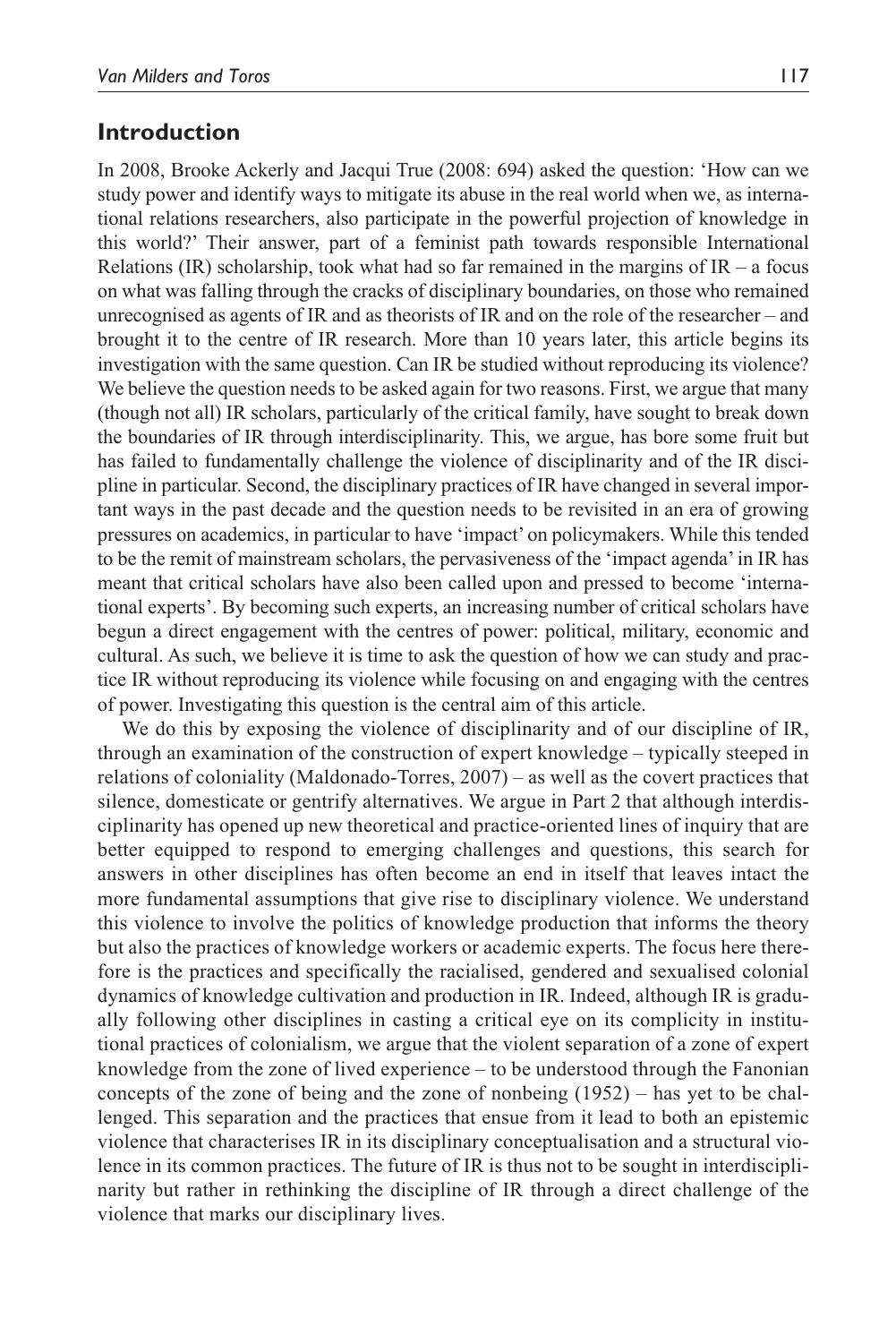## Introduction

In 2008, Brooke Ackerly and Jacqui True (2008: 694) asked the question: 'How can we study power and identify ways to mitigate its abuse in the real world when we, as international relations researchers, also participate in the powerful projection of knowledge in this world?' Their answer, part of a feminist path towards responsible International Relations (IR) scholarship, took what had so far remained in the margins of IR – a focus on what was falling through the cracks of disciplinary boundaries, on those who remained unrecognised as agents of IR and as theorists of IR and on the role of the researcher – and brought it to the centre of IR research. More than 10 years later, this article begins its investigation with the same question. Can IR be studied without reproducing its violence? We believe the question needs to be asked again for two reasons. First, we argue that many (though not all) IR scholars, particularly of the critical family, have sought to break down the boundaries of IR through interdisciplinarity. This, we argue, has bore some fruit but has failed to fundamentally challenge the violence of disciplinarity and of the IR discipline in particular. Second, the disciplinary practices of IR have changed in several important ways in the past decade and the question needs to be revisited in an era of growing pressures on academics, in particular to have 'impact' on policymakers. While this tended to be the remit of mainstream scholars, the pervasiveness of the 'impact agenda' in IR has meant that critical scholars have also been called upon and pressed to become 'international experts'. By becoming such experts, an increasing number of critical scholars have begun a direct engagement with the centres of power: political, military, economic and cultural. As such, we believe it is time to ask the question of how we can study and practice IR without reproducing its violence while focusing on and engaging with the centres of power. Investigating this question is the central aim of this article.

We do this by exposing the violence of disciplinarity and of our discipline of IR, through an examination of the construction of expert knowledge – typically steeped in relations of coloniality (Maldonado-Torres, 2007) – as well as the covert practices that silence, domesticate or gentrify alternatives. We argue in Part 2 that although interdisciplinarity has opened up new theoretical and practice-oriented lines of inquiry that are better equipped to respond to emerging challenges and questions, this search for answers in other disciplines has often become an end in itself that leaves intact the more fundamental assumptions that give rise to disciplinary violence. We understand this violence to involve the politics of knowledge production that informs the theory but also the practices of knowledge workers or academic experts. The focus here therefore is the practices and specifically the racialised, gendered and sexualised colonial dynamics of knowledge cultivation and production in IR. Indeed, although IR is gradually following other disciplines in casting a critical eye on its complicity in institutional practices of colonialism, we argue that the violent separation of a zone of expert knowledge from the zone of lived experience – to be understood through the Fanonian concepts of the zone of being and the zone of nonbeing (1952) – has yet to be challenged. This separation and the practices that ensue from it lead to both an epistemic violence that characterises IR in its disciplinary conceptualisation and a structural violence in its common practices. The future of IR is thus not to be sought in interdisciplinarity but rather in rethinking the discipline of IR through a direct challenge of the violence that marks our disciplinary lives.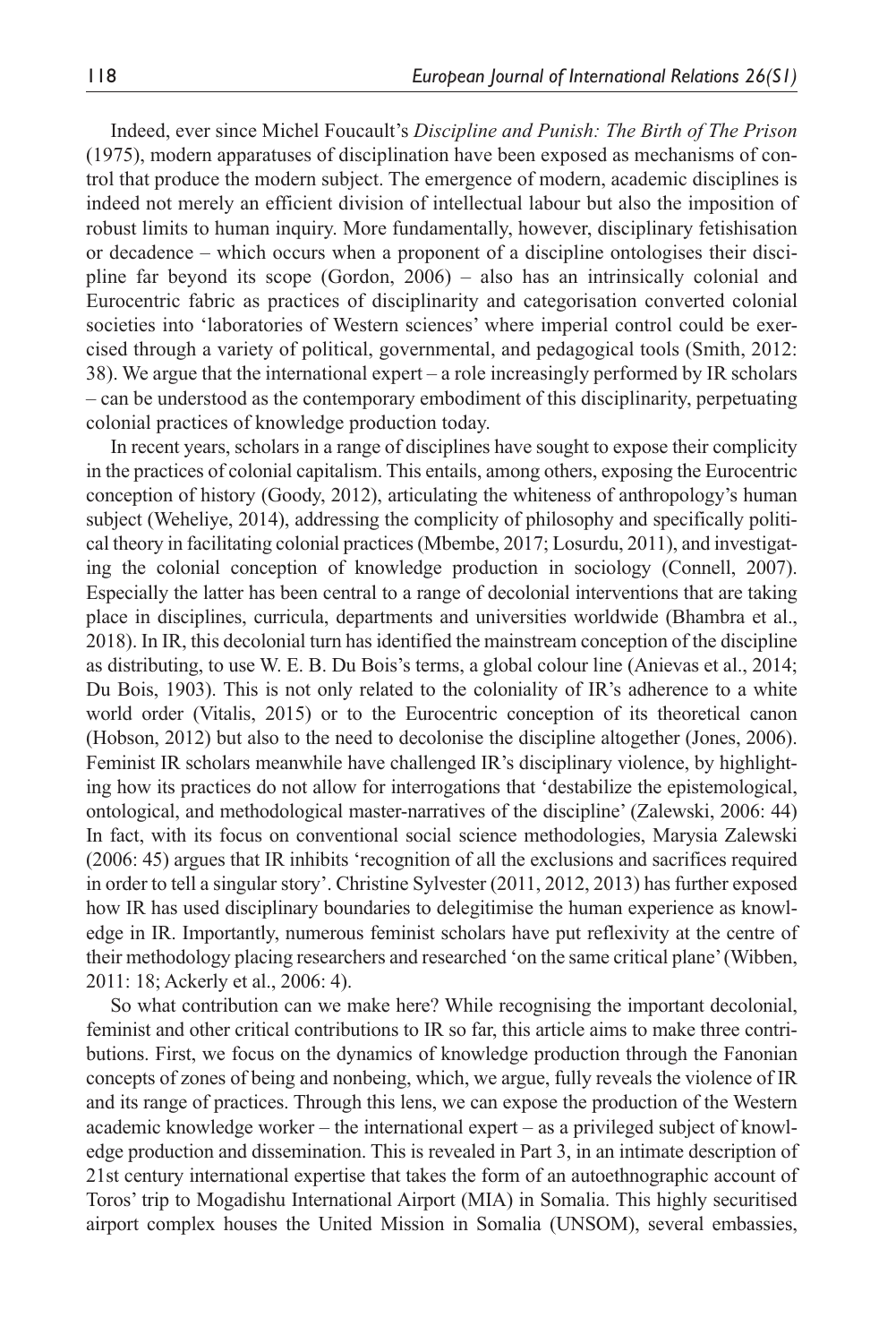Indeed, ever since Michel Foucault's *Discipline and Punish: The Birth of The Prison* (1975), modern apparatuses of disciplination have been exposed as mechanisms of control that produce the modern subject. The emergence of modern, academic disciplines is indeed not merely an efficient division of intellectual labour but also the imposition of robust limits to human inquiry. More fundamentally, however, disciplinary fetishisation or decadence – which occurs when a proponent of a discipline ontologises their discipline far beyond its scope (Gordon, 2006) – also has an intrinsically colonial and Eurocentric fabric as practices of disciplinarity and categorisation converted colonial societies into 'laboratories of Western sciences' where imperial control could be exercised through a variety of political, governmental, and pedagogical tools (Smith, 2012: 38). We argue that the international expert – a role increasingly performed by IR scholars – can be understood as the contemporary embodiment of this disciplinarity, perpetuating colonial practices of knowledge production today.

In recent years, scholars in a range of disciplines have sought to expose their complicity in the practices of colonial capitalism. This entails, among others, exposing the Eurocentric conception of history (Goody, 2012), articulating the whiteness of anthropology's human subject (Weheliye, 2014), addressing the complicity of philosophy and specifically political theory in facilitating colonial practices (Mbembe, 2017; Losurdu, 2011), and investigating the colonial conception of knowledge production in sociology (Connell, 2007). Especially the latter has been central to a range of decolonial interventions that are taking place in disciplines, curricula, departments and universities worldwide (Bhambra et al., 2018). In IR, this decolonial turn has identified the mainstream conception of the discipline as distributing, to use W. E. B. Du Bois's terms, a global colour line (Anievas et al., 2014; Du Bois, 1903). This is not only related to the coloniality of IR's adherence to a white world order (Vitalis, 2015) or to the Eurocentric conception of its theoretical canon (Hobson, 2012) but also to the need to decolonise the discipline altogether (Jones, 2006). Feminist IR scholars meanwhile have challenged IR's disciplinary violence, by highlighting how its practices do not allow for interrogations that 'destabilize the epistemological, ontological, and methodological master-narratives of the discipline' (Zalewski, 2006: 44) In fact, with its focus on conventional social science methodologies, Marysia Zalewski (2006: 45) argues that IR inhibits 'recognition of all the exclusions and sacrifices required in order to tell a singular story'. Christine Sylvester (2011, 2012, 2013) has further exposed how IR has used disciplinary boundaries to delegitimise the human experience as knowledge in IR. Importantly, numerous feminist scholars have put reflexivity at the centre of their methodology placing researchers and researched 'on the same critical plane' (Wibben, 2011: 18; Ackerly et al., 2006: 4).

So what contribution can we make here? While recognising the important decolonial, feminist and other critical contributions to IR so far, this article aims to make three contributions. First, we focus on the dynamics of knowledge production through the Fanonian concepts of zones of being and nonbeing, which, we argue, fully reveals the violence of IR and its range of practices. Through this lens, we can expose the production of the Western academic knowledge worker – the international expert – as a privileged subject of knowledge production and dissemination. This is revealed in Part 3, in an intimate description of 21st century international expertise that takes the form of an autoethnographic account of Toros' trip to Mogadishu International Airport (MIA) in Somalia. This highly securitised airport complex houses the United Mission in Somalia (UNSOM), several embassies,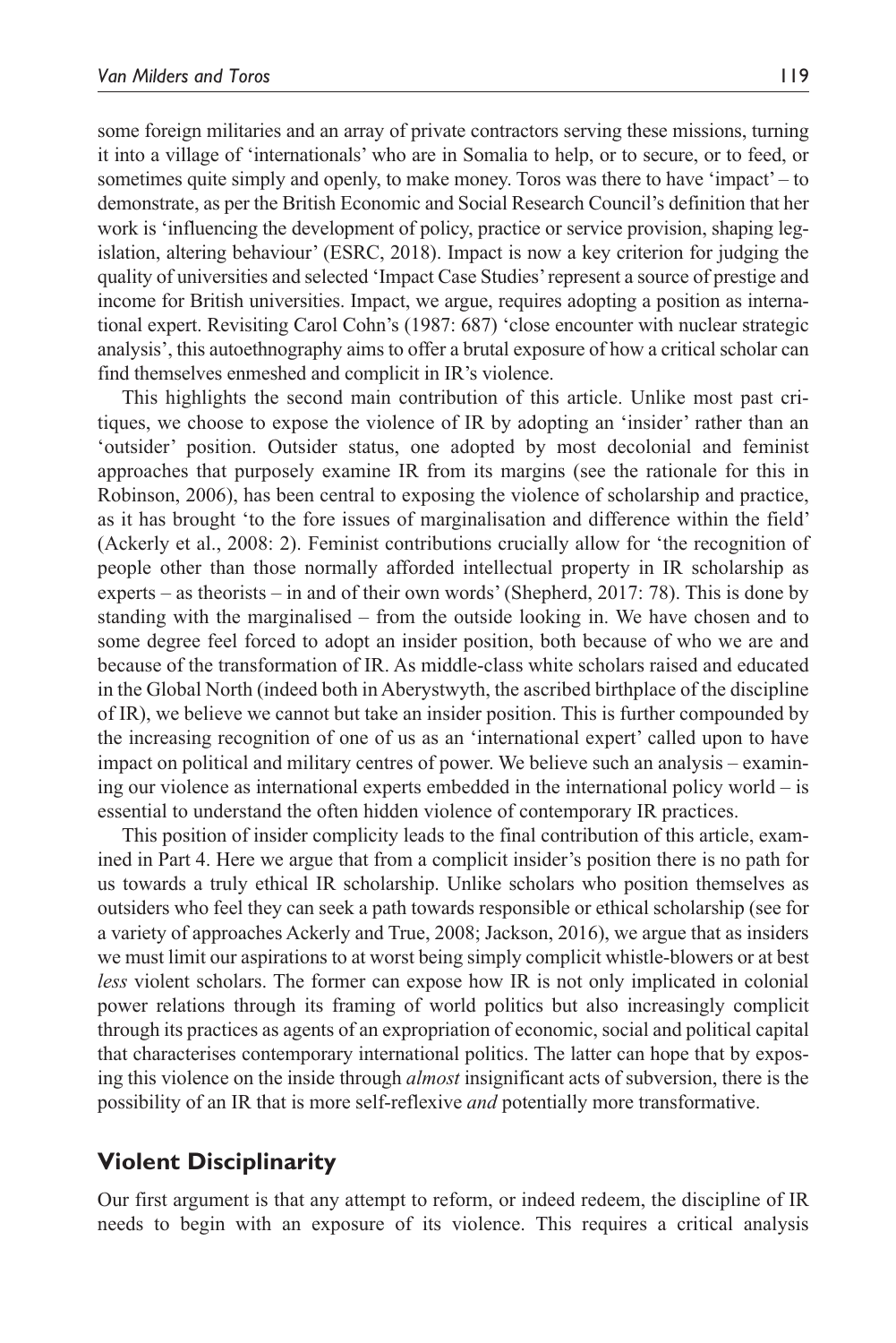some foreign militaries and an array of private contractors serving these missions, turning it into a village of 'internationals' who are in Somalia to help, or to secure, or to feed, or sometimes quite simply and openly, to make money. Toros was there to have 'impact' – to demonstrate, as per the British Economic and Social Research Council's definition that her work is 'influencing the development of policy, practice or service provision, shaping legislation, altering behaviour' (ESRC, 2018). Impact is now a key criterion for judging the quality of universities and selected 'Impact Case Studies' represent a source of prestige and income for British universities. Impact, we argue, requires adopting a position as international expert. Revisiting Carol Cohn's (1987: 687) 'close encounter with nuclear strategic analysis', this autoethnography aims to offer a brutal exposure of how a critical scholar can find themselves enmeshed and complicit in IR's violence.

This highlights the second main contribution of this article. Unlike most past critiques, we choose to expose the violence of IR by adopting an 'insider' rather than an 'outsider' position. Outsider status, one adopted by most decolonial and feminist approaches that purposely examine IR from its margins (see the rationale for this in Robinson, 2006), has been central to exposing the violence of scholarship and practice, as it has brought 'to the fore issues of marginalisation and difference within the field' (Ackerly et al., 2008: 2). Feminist contributions crucially allow for 'the recognition of people other than those normally afforded intellectual property in IR scholarship as experts – as theorists – in and of their own words' (Shepherd, 2017: 78). This is done by standing with the marginalised – from the outside looking in. We have chosen and to some degree feel forced to adopt an insider position, both because of who we are and because of the transformation of IR. As middle-class white scholars raised and educated in the Global North (indeed both in Aberystwyth, the ascribed birthplace of the discipline of IR), we believe we cannot but take an insider position. This is further compounded by the increasing recognition of one of us as an 'international expert' called upon to have impact on political and military centres of power. We believe such an analysis – examining our violence as international experts embedded in the international policy world – is essential to understand the often hidden violence of contemporary IR practices.

This position of insider complicity leads to the final contribution of this article, examined in Part 4. Here we argue that from a complicit insider's position there is no path for us towards a truly ethical IR scholarship. Unlike scholars who position themselves as outsiders who feel they can seek a path towards responsible or ethical scholarship (see for a variety of approaches Ackerly and True, 2008; Jackson, 2016), we argue that as insiders we must limit our aspirations to at worst being simply complicit whistle-blowers or at best *less* violent scholars. The former can expose how IR is not only implicated in colonial power relations through its framing of world politics but also increasingly complicit through its practices as agents of an expropriation of economic, social and political capital that characterises contemporary international politics. The latter can hope that by exposing this violence on the inside through *almost* insignificant acts of subversion, there is the possibility of an IR that is more self-reflexive *and* potentially more transformative.

## Violent Disciplinarity

Our first argument is that any attempt to reform, or indeed redeem, the discipline of IR needs to begin with an exposure of its violence. This requires a critical analysis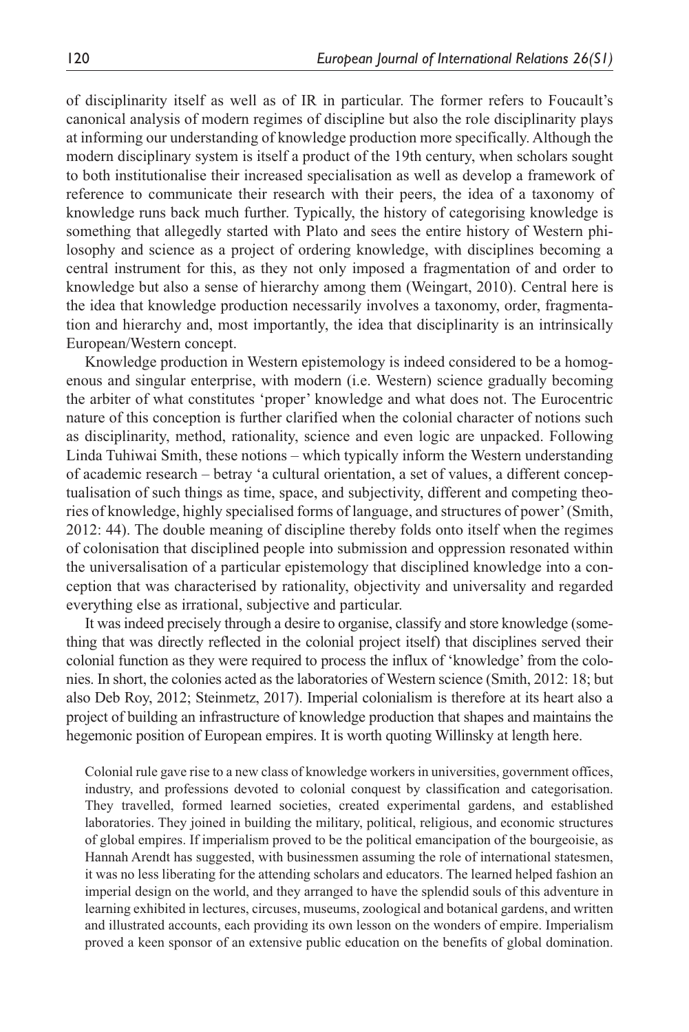of disciplinarity itself as well as of IR in particular. The former refers to Foucault's canonical analysis of modern regimes of discipline but also the role disciplinarity plays at informing our understanding of knowledge production more specifically. Although the modern disciplinary system is itself a product of the 19th century, when scholars sought to both institutionalise their increased specialisation as well as develop a framework of reference to communicate their research with their peers, the idea of a taxonomy of knowledge runs back much further. Typically, the history of categorising knowledge is something that allegedly started with Plato and sees the entire history of Western philosophy and science as a project of ordering knowledge, with disciplines becoming a central instrument for this, as they not only imposed a fragmentation of and order to knowledge but also a sense of hierarchy among them (Weingart, 2010). Central here is the idea that knowledge production necessarily involves a taxonomy, order, fragmentation and hierarchy and, most importantly, the idea that disciplinarity is an intrinsically European/Western concept.

Knowledge production in Western epistemology is indeed considered to be a homogenous and singular enterprise, with modern (i.e. Western) science gradually becoming the arbiter of what constitutes 'proper' knowledge and what does not. The Eurocentric nature of this conception is further clarified when the colonial character of notions such as disciplinarity, method, rationality, science and even logic are unpacked. Following Linda Tuhiwai Smith, these notions – which typically inform the Western understanding of academic research – betray 'a cultural orientation, a set of values, a different conceptualisation of such things as time, space, and subjectivity, different and competing theories of knowledge, highly specialised forms of language, and structures of power' (Smith, 2012: 44). The double meaning of discipline thereby folds onto itself when the regimes of colonisation that disciplined people into submission and oppression resonated within the universalisation of a particular epistemology that disciplined knowledge into a conception that was characterised by rationality, objectivity and universality and regarded everything else as irrational, subjective and particular.

It was indeed precisely through a desire to organise, classify and store knowledge (something that was directly reflected in the colonial project itself) that disciplines served their colonial function as they were required to process the influx of 'knowledge' from the colonies. In short, the colonies acted as the laboratories of Western science (Smith, 2012: 18; but also Deb Roy, 2012; Steinmetz, 2017). Imperial colonialism is therefore at its heart also a project of building an infrastructure of knowledge production that shapes and maintains the hegemonic position of European empires. It is worth quoting Willinsky at length here.

> Colonial rule gave rise to a new class of knowledge workers in universities, government offices, industry, and professions devoted to colonial conquest by classification and categorisation. They travelled, formed learned societies, created experimental gardens, and established laboratories. They joined in building the military, political, religious, and economic structures of global empires. If imperialism proved to be the political emancipation of the bourgeoisie, as Hannah Arendt has suggested, with businessmen assuming the role of international statesmen, it was no less liberating for the attending scholars and educators. The learned helped fashion an imperial design on the world, and they arranged to have the splendid souls of this adventure in learning exhibited in lectures, circuses, museums, zoological and botanical gardens, and written and illustrated accounts, each providing its own lesson on the wonders of empire. Imperialism proved a keen sponsor of an extensive public education on the benefits of global domination.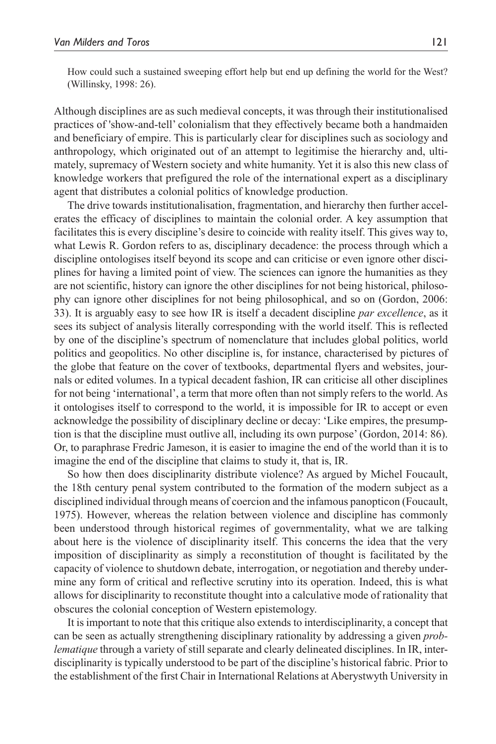How could such a sustained sweeping effort help but end up defining the world for the West? (Willinsky, 1998: 26).

Although disciplines are as such medieval concepts, it was through their institutionalised practices of 'show-and-tell' colonialism that they effectively became both a handmaiden and beneficiary of empire. This is particularly clear for disciplines such as sociology and anthropology, which originated out of an attempt to legitimise the hierarchy and, ultimately, supremacy of Western society and white humanity. Yet it is also this new class of knowledge workers that prefigured the role of the international expert as a disciplinary agent that distributes a colonial politics of knowledge production.

The drive towards institutionalisation, fragmentation, and hierarchy then further accelerates the efficacy of disciplines to maintain the colonial order. A key assumption that facilitates this is every discipline's desire to coincide with reality itself. This gives way to, what Lewis R. Gordon refers to as, disciplinary decadence: the process through which a discipline ontologises itself beyond its scope and can criticise or even ignore other disciplines for having a limited point of view. The sciences can ignore the humanities as they are not scientific, history can ignore the other disciplines for not being historical, philosophy can ignore other disciplines for not being philosophical, and so on (Gordon, 2006: 33). It is arguably easy to see how IR is itself a decadent discipline *par excellence*, as it sees its subject of analysis literally corresponding with the world itself. This is reflected by one of the discipline's spectrum of nomenclature that includes global politics, world politics and geopolitics. No other discipline is, for instance, characterised by pictures of the globe that feature on the cover of textbooks, departmental flyers and websites, journals or edited volumes. In a typical decadent fashion, IR can criticise all other disciplines for not being 'international', a term that more often than not simply refers to the world. As it ontologises itself to correspond to the world, it is impossible for IR to accept or even acknowledge the possibility of disciplinary decline or decay: 'Like empires, the presumption is that the discipline must outlive all, including its own purpose' (Gordon, 2014: 86). Or, to paraphrase Fredric Jameson, it is easier to imagine the end of the world than it is to imagine the end of the discipline that claims to study it, that is, IR.

So how then does disciplinarity distribute violence? As argued by Michel Foucault, the 18th century penal system contributed to the formation of the modern subject as a disciplined individual through means of coercion and the infamous panopticon (Foucault, 1975). However, whereas the relation between violence and discipline has commonly been understood through historical regimes of governmentality, what we are talking about here is the violence of disciplinarity itself. This concerns the idea that the very imposition of disciplinarity as simply a reconstitution of thought is facilitated by the capacity of violence to shutdown debate, interrogation, or negotiation and thereby undermine any form of critical and reflective scrutiny into its operation. Indeed, this is what allows for disciplinarity to reconstitute thought into a calculative mode of rationality that obscures the colonial conception of Western epistemology.

It is important to note that this critique also extends to interdisciplinarity, a concept that can be seen as actually strengthening disciplinary rationality by addressing a given *problematique* through a variety of still separate and clearly delineated disciplines. In IR, interdisciplinarity is typically understood to be part of the discipline's historical fabric. Prior to the establishment of the first Chair in International Relations at Aberystwyth University in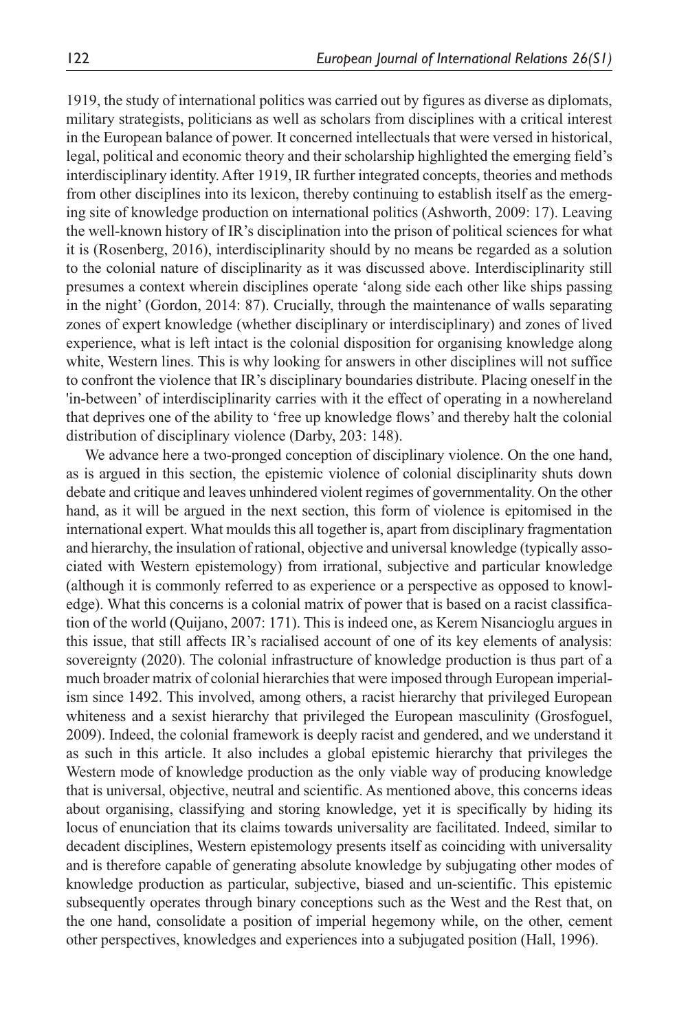1919, the study of international politics was carried out by figures as diverse as diplomats, military strategists, politicians as well as scholars from disciplines with a critical interest in the European balance of power. It concerned intellectuals that were versed in historical, legal, political and economic theory and their scholarship highlighted the emerging field's interdisciplinary identity. After 1919, IR further integrated concepts, theories and methods from other disciplines into its lexicon, thereby continuing to establish itself as the emerging site of knowledge production on international politics (Ashworth, 2009: 17). Leaving the well-known history of IR's disciplination into the prison of political sciences for what it is (Rosenberg, 2016), interdisciplinarity should by no means be regarded as a solution to the colonial nature of disciplinarity as it was discussed above. Interdisciplinarity still presumes a context wherein disciplines operate 'along side each other like ships passing in the night' (Gordon, 2014: 87). Crucially, through the maintenance of walls separating zones of expert knowledge (whether disciplinary or interdisciplinary) and zones of lived experience, what is left intact is the colonial disposition for organising knowledge along white, Western lines. This is why looking for answers in other disciplines will not suffice to confront the violence that IR's disciplinary boundaries distribute. Placing oneself in the 'in-between' of interdisciplinarity carries with it the effect of operating in a nowhereland that deprives one of the ability to 'free up knowledge flows' and thereby halt the colonial distribution of disciplinary violence (Darby, 203: 148).

We advance here a two-pronged conception of disciplinary violence. On the one hand, as is argued in this section, the epistemic violence of colonial disciplinarity shuts down debate and critique and leaves unhindered violent regimes of governmentality. On the other hand, as it will be argued in the next section, this form of violence is epitomised in the international expert. What moulds this all together is, apart from disciplinary fragmentation and hierarchy, the insulation of rational, objective and universal knowledge (typically associated with Western epistemology) from irrational, subjective and particular knowledge (although it is commonly referred to as experience or a perspective as opposed to knowledge). What this concerns is a colonial matrix of power that is based on a racist classification of the world (Quijano, 2007: 171). This is indeed one, as Kerem Nisancioglu argues in this issue, that still affects IR's racialised account of one of its key elements of analysis: sovereignty (2020). The colonial infrastructure of knowledge production is thus part of a much broader matrix of colonial hierarchies that were imposed through European imperialism since 1492. This involved, among others, a racist hierarchy that privileged European whiteness and a sexist hierarchy that privileged the European masculinity (Grosfoguel, 2009). Indeed, the colonial framework is deeply racist and gendered, and we understand it as such in this article. It also includes a global epistemic hierarchy that privileges the Western mode of knowledge production as the only viable way of producing knowledge that is universal, objective, neutral and scientific. As mentioned above, this concerns ideas about organising, classifying and storing knowledge, yet it is specifically by hiding its locus of enunciation that its claims towards universality are facilitated. Indeed, similar to decadent disciplines, Western epistemology presents itself as coinciding with universality and is therefore capable of generating absolute knowledge by subjugating other modes of knowledge production as particular, subjective, biased and un-scientific. This epistemic subsequently operates through binary conceptions such as the West and the Rest that, on the one hand, consolidate a position of imperial hegemony while, on the other, cement other perspectives, knowledges and experiences into a subjugated position (Hall, 1996).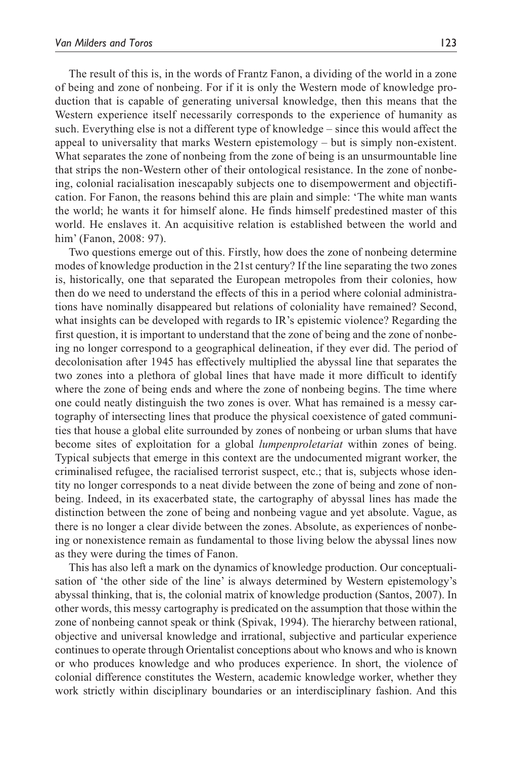The result of this is, in the words of Frantz Fanon, a dividing of the world in a zone of being and zone of nonbeing. For if it is only the Western mode of knowledge production that is capable of generating universal knowledge, then this means that the Western experience itself necessarily corresponds to the experience of humanity as such. Everything else is not a different type of knowledge – since this would affect the appeal to universality that marks Western epistemology – but is simply non-existent. What separates the zone of nonbeing from the zone of being is an unsurmountable line that strips the non-Western other of their ontological resistance. In the zone of nonbeing, colonial racialisation inescapably subjects one to disempowerment and objectification. For Fanon, the reasons behind this are plain and simple: 'The white man wants the world; he wants it for himself alone. He finds himself predestined master of this world. He enslaves it. An acquisitive relation is established between the world and him' (Fanon, 2008: 97).

Two questions emerge out of this. Firstly, how does the zone of nonbeing determine modes of knowledge production in the 21st century? If the line separating the two zones is, historically, one that separated the European metropoles from their colonies, how then do we need to understand the effects of this in a period where colonial administrations have nominally disappeared but relations of coloniality have remained? Second, what insights can be developed with regards to IR's epistemic violence? Regarding the first question, it is important to understand that the zone of being and the zone of nonbeing no longer correspond to a geographical delineation, if they ever did. The period of decolonisation after 1945 has effectively multiplied the abyssal line that separates the two zones into a plethora of global lines that have made it more difficult to identify where the zone of being ends and where the zone of nonbeing begins. The time where one could neatly distinguish the two zones is over. What has remained is a messy cartography of intersecting lines that produce the physical coexistence of gated communities that house a global elite surrounded by zones of nonbeing or urban slums that have become sites of exploitation for a global *lumpenproletariat* within zones of being. Typical subjects that emerge in this context are the undocumented migrant worker, the criminalised refugee, the racialised terrorist suspect, etc.; that is, subjects whose identity no longer corresponds to a neat divide between the zone of being and zone of nonbeing. Indeed, in its exacerbated state, the cartography of abyssal lines has made the distinction between the zone of being and nonbeing vague and yet absolute. Vague, as there is no longer a clear divide between the zones. Absolute, as experiences of nonbeing or nonexistence remain as fundamental to those living below the abyssal lines now as they were during the times of Fanon.

This has also left a mark on the dynamics of knowledge production. Our conceptualisation of 'the other side of the line' is always determined by Western epistemology's abyssal thinking, that is, the colonial matrix of knowledge production (Santos, 2007). In other words, this messy cartography is predicated on the assumption that those within the zone of nonbeing cannot speak or think (Spivak, 1994). The hierarchy between rational, objective and universal knowledge and irrational, subjective and particular experience continues to operate through Orientalist conceptions about who knows and who is known or who produces knowledge and who produces experience. In short, the violence of colonial difference constitutes the Western, academic knowledge worker, whether they work strictly within disciplinary boundaries or an interdisciplinary fashion. And this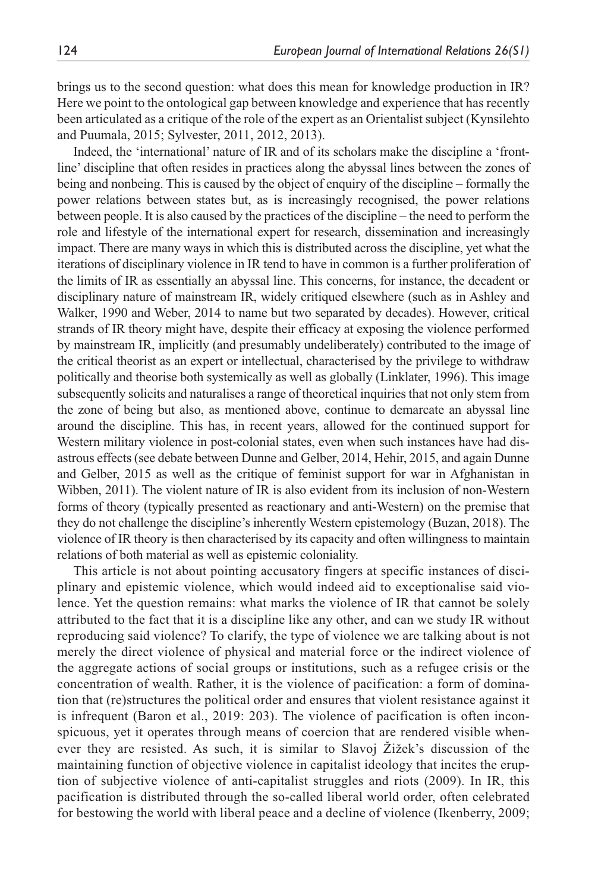brings us to the second question: what does this mean for knowledge production in IR? Here we point to the ontological gap between knowledge and experience that has recently been articulated as a critique of the role of the expert as an Orientalist subject (Kynsilehto and Puumala, 2015; Sylvester, 2011, 2012, 2013).

Indeed, the 'international' nature of IR and of its scholars make the discipline a 'frontline' discipline that often resides in practices along the abyssal lines between the zones of being and nonbeing. This is caused by the object of enquiry of the discipline – formally the power relations between states but, as is increasingly recognised, the power relations between people. It is also caused by the practices of the discipline – the need to perform the role and lifestyle of the international expert for research, dissemination and increasingly impact. There are many ways in which this is distributed across the discipline, yet what the iterations of disciplinary violence in IR tend to have in common is a further proliferation of the limits of IR as essentially an abyssal line. This concerns, for instance, the decadent or disciplinary nature of mainstream IR, widely critiqued elsewhere (such as in Ashley and Walker, 1990 and Weber, 2014 to name but two separated by decades). However, critical strands of IR theory might have, despite their efficacy at exposing the violence performed by mainstream IR, implicitly (and presumably undeliberately) contributed to the image of the critical theorist as an expert or intellectual, characterised by the privilege to withdraw politically and theorise both systemically as well as globally (Linklater, 1996). This image subsequently solicits and naturalises a range of theoretical inquiries that not only stem from the zone of being but also, as mentioned above, continue to demarcate an abyssal line around the discipline. This has, in recent years, allowed for the continued support for Western military violence in post-colonial states, even when such instances have had disastrous effects (see debate between Dunne and Gelber, 2014, Hehir, 2015, and again Dunne and Gelber, 2015 as well as the critique of feminist support for war in Afghanistan in Wibben, 2011). The violent nature of IR is also evident from its inclusion of non-Western forms of theory (typically presented as reactionary and anti-Western) on the premise that they do not challenge the discipline's inherently Western epistemology (Buzan, 2018). The violence of IR theory is then characterised by its capacity and often willingness to maintain relations of both material as well as epistemic coloniality.

This article is not about pointing accusatory fingers at specific instances of disciplinary and epistemic violence, which would indeed aid to exceptionalise said violence. Yet the question remains: what marks the violence of IR that cannot be solely attributed to the fact that it is a discipline like any other, and can we study IR without reproducing said violence? To clarify, the type of violence we are talking about is not merely the direct violence of physical and material force or the indirect violence of the aggregate actions of social groups or institutions, such as a refugee crisis or the concentration of wealth. Rather, it is the violence of pacification: a form of domination that (re)structures the political order and ensures that violent resistance against it is infrequent (Baron et al., 2019: 203). The violence of pacification is often inconspicuous, yet it operates through means of coercion that are rendered visible whenever they are resisted. As such, it is similar to Slavoj Žižek's discussion of the maintaining function of objective violence in capitalist ideology that incites the eruption of subjective violence of anti-capitalist struggles and riots (2009). In IR, this pacification is distributed through the so-called liberal world order, often celebrated for bestowing the world with liberal peace and a decline of violence (Ikenberry, 2009;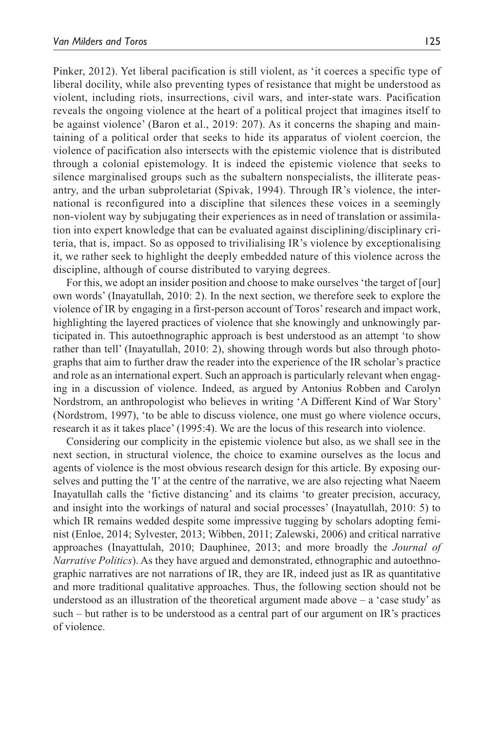Pinker, 2012). Yet liberal pacification is still violent, as 'it coerces a specific type of liberal docility, while also preventing types of resistance that might be understood as violent, including riots, insurrections, civil wars, and inter-state wars. Pacification reveals the ongoing violence at the heart of a political project that imagines itself to be against violence' (Baron et al., 2019: 207). As it concerns the shaping and maintaining of a political order that seeks to hide its apparatus of violent coercion, the violence of pacification also intersects with the epistemic violence that is distributed through a colonial epistemology. It is indeed the epistemic violence that seeks to silence marginalised groups such as the subaltern nonspecialists, the illiterate peasantry, and the urban subproletariat (Spivak, 1994). Through IR's violence, the international is reconfigured into a discipline that silences these voices in a seemingly non-violent way by subjugating their experiences as in need of translation or assimilation into expert knowledge that can be evaluated against disciplining/disciplinary criteria, that is, impact. So as opposed to trivilialising IR's violence by exceptionalising it, we rather seek to highlight the deeply embedded nature of this violence across the discipline, although of course distributed to varying degrees.

For this, we adopt an insider position and choose to make ourselves 'the target of [our] own words' (Inayatullah, 2010: 2). In the next section, we therefore seek to explore the violence of IR by engaging in a first-person account of Toros' research and impact work, highlighting the layered practices of violence that she knowingly and unknowingly participated in. This autoethnographic approach is best understood as an attempt 'to show rather than tell' (Inayatullah, 2010: 2), showing through words but also through photographs that aim to further draw the reader into the experience of the IR scholar's practice and role as an international expert. Such an approach is particularly relevant when engaging in a discussion of violence. Indeed, as argued by Antonius Robben and Carolyn Nordstrom, an anthropologist who believes in writing 'A Different Kind of War Story' (Nordstrom, 1997), 'to be able to discuss violence, one must go where violence occurs, research it as it takes place' (1995:4). We are the locus of this research into violence.

Considering our complicity in the epistemic violence but also, as we shall see in the next section, in structural violence, the choice to examine ourselves as the locus and agents of violence is the most obvious research design for this article. By exposing ourselves and putting the 'I' at the centre of the narrative, we are also rejecting what Naeem Inayatullah calls the 'fictive distancing' and its claims 'to greater precision, accuracy, and insight into the workings of natural and social processes' (Inayatullah, 2010: 5) to which IR remains wedded despite some impressive tugging by scholars adopting feminist (Enloe, 2014; Sylvester, 2013; Wibben, 2011; Zalewski, 2006) and critical narrative approaches (Inayattulah, 2010; Dauphinee, 2013; and more broadly the *Journal of Narrative Politics*). As they have argued and demonstrated, ethnographic and autoethnographic narratives are not narrations of IR, they are IR, indeed just as IR as quantitative and more traditional qualitative approaches. Thus, the following section should not be understood as an illustration of the theoretical argument made above – a 'case study' as such – but rather is to be understood as a central part of our argument on IR's practices of violence.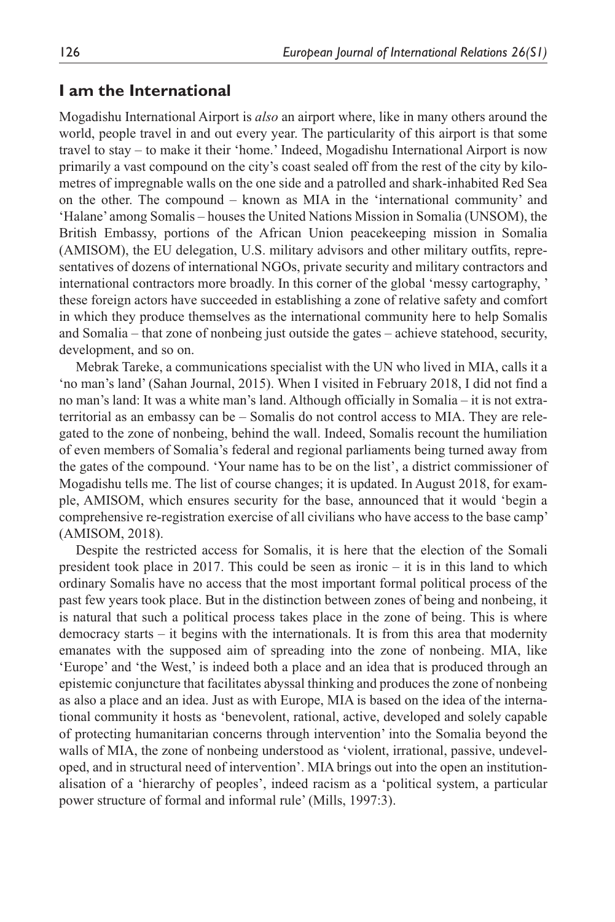## I am the International

Mogadishu International Airport is *also* an airport where, like in many others around the world, people travel in and out every year. The particularity of this airport is that some travel to stay – to make it their 'home.' Indeed, Mogadishu International Airport is now primarily a vast compound on the city's coast sealed off from the rest of the city by kilometres of impregnable walls on the one side and a patrolled and shark-inhabited Red Sea on the other. The compound – known as MIA in the 'international community' and 'Halane' among Somalis – houses the United Nations Mission in Somalia (UNSOM), the British Embassy, portions of the African Union peacekeeping mission in Somalia (AMISOM), the EU delegation, U.S. military advisors and other military outfits, representatives of dozens of international NGOs, private security and military contractors and international contractors more broadly. In this corner of the global 'messy cartography, ' these foreign actors have succeeded in establishing a zone of relative safety and comfort in which they produce themselves as the international community here to help Somalis and Somalia – that zone of nonbeing just outside the gates – achieve statehood, security, development, and so on.

Mebrak Tareke, a communications specialist with the UN who lived in MIA, calls it a 'no man's land' (Sahan Journal, 2015). When I visited in February 2018, I did not find a no man's land: It was a white man's land. Although officially in Somalia – it is not extraterritorial as an embassy can be – Somalis do not control access to MIA. They are relegated to the zone of nonbeing, behind the wall. Indeed, Somalis recount the humiliation of even members of Somalia's federal and regional parliaments being turned away from the gates of the compound. 'Your name has to be on the list', a district commissioner of Mogadishu tells me. The list of course changes; it is updated. In August 2018, for example, AMISOM, which ensures security for the base, announced that it would 'begin a comprehensive re-registration exercise of all civilians who have access to the base camp' (AMISOM, 2018).

Despite the restricted access for Somalis, it is here that the election of the Somali president took place in 2017. This could be seen as ironic – it is in this land to which ordinary Somalis have no access that the most important formal political process of the past few years took place. But in the distinction between zones of being and nonbeing, it is natural that such a political process takes place in the zone of being. This is where democracy starts – it begins with the internationals. It is from this area that modernity emanates with the supposed aim of spreading into the zone of nonbeing. MIA, like 'Europe' and 'the West,' is indeed both a place and an idea that is produced through an epistemic conjuncture that facilitates abyssal thinking and produces the zone of nonbeing as also a place and an idea. Just as with Europe, MIA is based on the idea of the international community it hosts as 'benevolent, rational, active, developed and solely capable of protecting humanitarian concerns through intervention' into the Somalia beyond the walls of MIA, the zone of nonbeing understood as 'violent, irrational, passive, undeveloped, and in structural need of intervention'. MIA brings out into the open an institutionalisation of a 'hierarchy of peoples', indeed racism as a 'political system, a particular power structure of formal and informal rule' (Mills, 1997:3).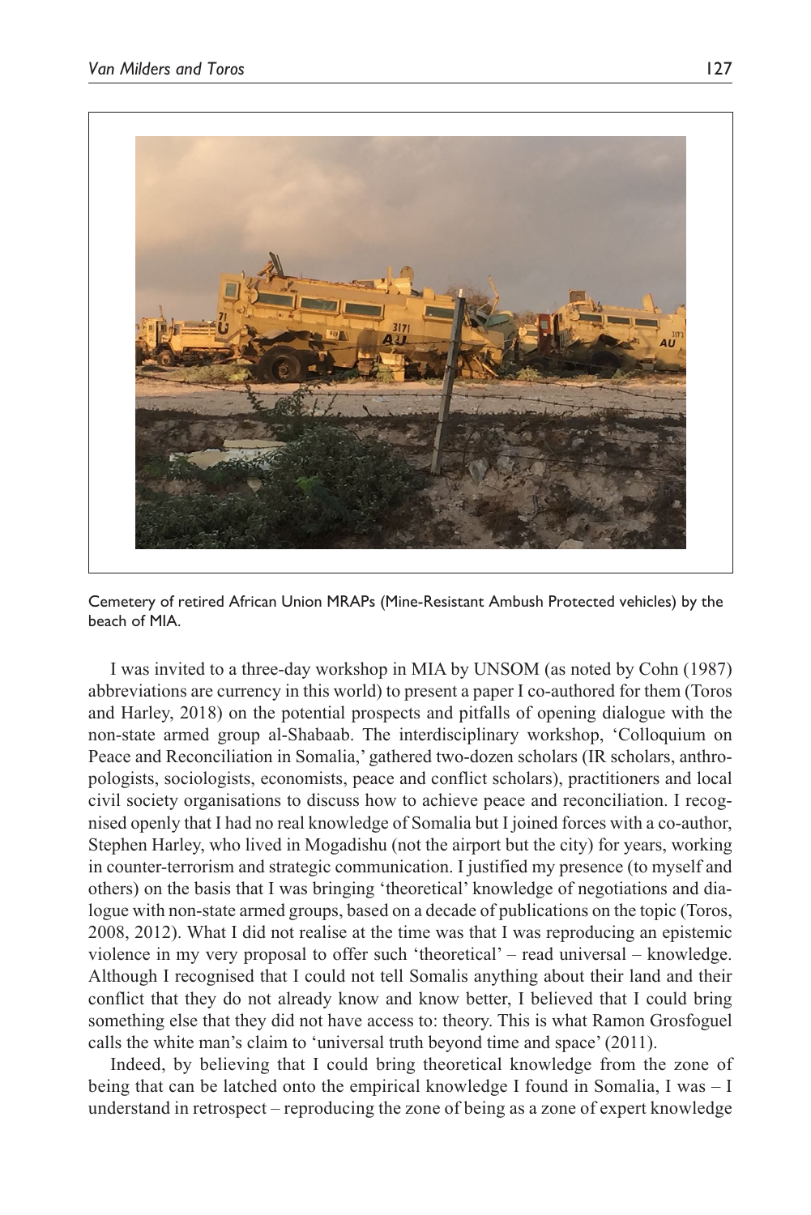Cemetery of retired African Union MRAPs (Mine-Resistant Ambush Protected vehicles) by the beach of MIA.

I was invited to a three-day workshop in MIA by UNSOM (as noted by Cohn (1987) abbreviations are currency in this world) to present a paper I co-authored for them (Toros and Harley, 2018) on the potential prospects and pitfalls of opening dialogue with the non-state armed group al-Shabaab. The interdisciplinary workshop, 'Colloquium on Peace and Reconciliation in Somalia,' gathered two-dozen scholars (IR scholars, anthropologists, sociologists, economists, peace and conflict scholars), practitioners and local civil society organisations to discuss how to achieve peace and reconciliation. I recognised openly that I had no real knowledge of Somalia but I joined forces with a co-author, Stephen Harley, who lived in Mogadishu (not the airport but the city) for years, working in counter-terrorism and strategic communication. I justified my presence (to myself and others) on the basis that I was bringing 'theoretical' knowledge of negotiations and dialogue with non-state armed groups, based on a decade of publications on the topic (Toros, 2008, 2012). What I did not realise at the time was that I was reproducing an epistemic violence in my very proposal to offer such 'theoretical' – read universal – knowledge. Although I recognised that I could not tell Somalis anything about their land and their conflict that they do not already know and know better, I believed that I could bring something else that they did not have access to: theory. This is what Ramon Grosfoguel calls the white man's claim to 'universal truth beyond time and space' (2011).

Indeed, by believing that I could bring theoretical knowledge from the zone of being that can be latched onto the empirical knowledge I found in Somalia, I was – I understand in retrospect – reproducing the zone of being as a zone of expert knowledge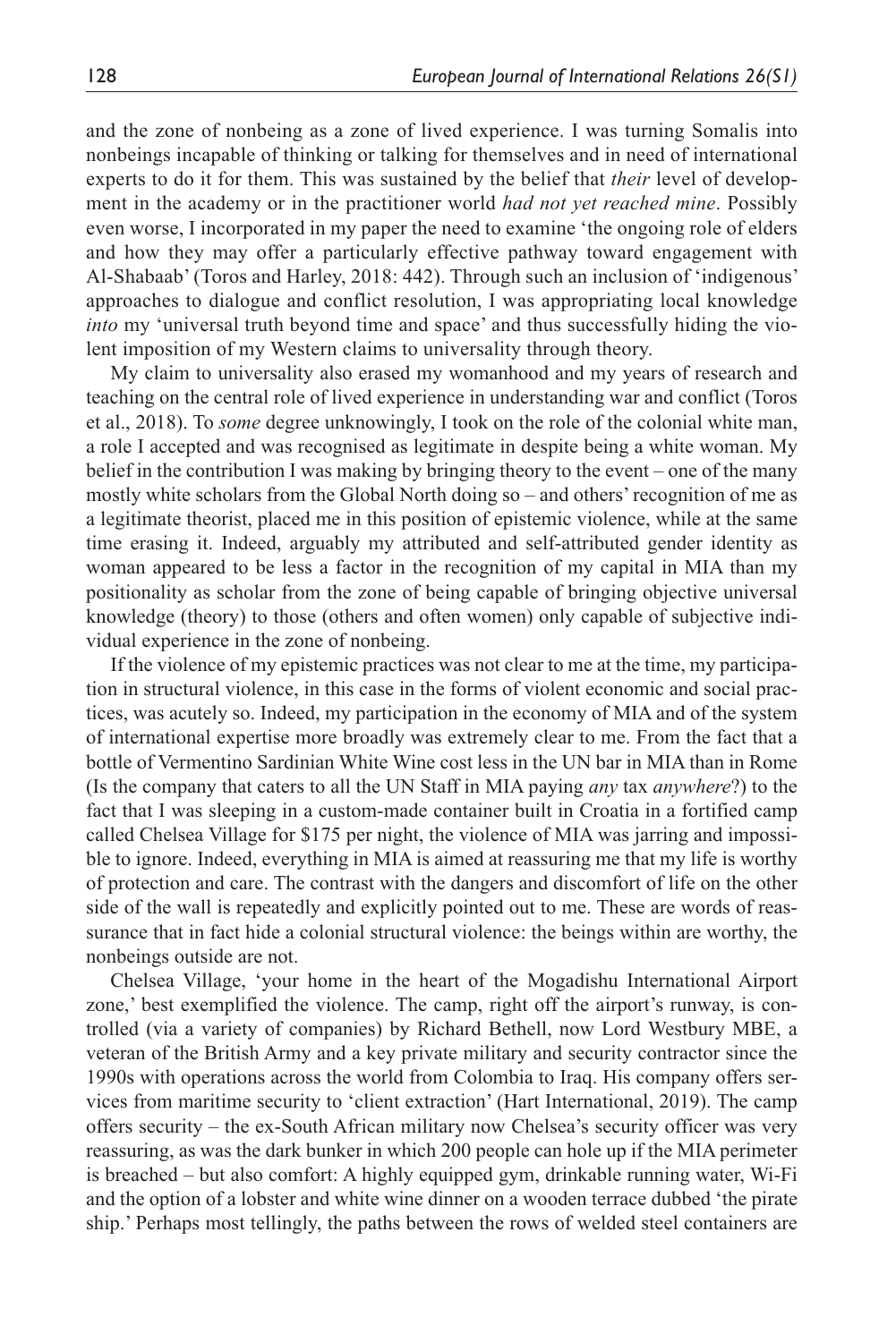and the zone of nonbeing as a zone of lived experience. I was turning Somalis into nonbeings incapable of thinking or talking for themselves and in need of international experts to do it for them. This was sustained by the belief that *their* level of development in the academy or in the practitioner world *had not yet reached mine*. Possibly even worse, I incorporated in my paper the need to examine 'the ongoing role of elders and how they may offer a particularly effective pathway toward engagement with Al-Shabaab' (Toros and Harley, 2018: 442). Through such an inclusion of 'indigenous' approaches to dialogue and conflict resolution, I was appropriating local knowledge *into* my 'universal truth beyond time and space' and thus successfully hiding the violent imposition of my Western claims to universality through theory.

My claim to universality also erased my womanhood and my years of research and teaching on the central role of lived experience in understanding war and conflict (Toros et al., 2018). To *some* degree unknowingly, I took on the role of the colonial white man, a role I accepted and was recognised as legitimate in despite being a white woman. My belief in the contribution I was making by bringing theory to the event – one of the many mostly white scholars from the Global North doing so – and others' recognition of me as a legitimate theorist, placed me in this position of epistemic violence, while at the same time erasing it. Indeed, arguably my attributed and self-attributed gender identity as woman appeared to be less a factor in the recognition of my capital in MIA than my positionality as scholar from the zone of being capable of bringing objective universal knowledge (theory) to those (others and often women) only capable of subjective individual experience in the zone of nonbeing.

If the violence of my epistemic practices was not clear to me at the time, my participation in structural violence, in this case in the forms of violent economic and social practices, was acutely so. Indeed, my participation in the economy of MIA and of the system of international expertise more broadly was extremely clear to me. From the fact that a bottle of Vermentino Sardinian White Wine cost less in the UN bar in MIA than in Rome (Is the company that caters to all the UN Staff in MIA paying *any* tax *anywhere*?) to the fact that I was sleeping in a custom-made container built in Croatia in a fortified camp called Chelsea Village for $175 per night, the violence of MIA was jarring and impossible to ignore. Indeed, everything in MIA is aimed at reassuring me that my life is worthy of protection and care. The contrast with the dangers and discomfort of life on the other side of the wall is repeatedly and explicitly pointed out to me. These are words of reassurance that in fact hide a colonial structural violence: the beings within are worthy, the nonbeings outside are not.

Chelsea Village, 'your home in the heart of the Mogadishu International Airport zone,' best exemplified the violence. The camp, right off the airport's runway, is controlled (via a variety of companies) by Richard Bethell, now Lord Westbury MBE, a veteran of the British Army and a key private military and security contractor since the 1990s with operations across the world from Colombia to Iraq. His company offers services from maritime security to 'client extraction' (Hart International, 2019). The camp offers security – the ex-South African military now Chelsea's security officer was very reassuring, as was the dark bunker in which 200 people can hole up if the MIA perimeter is breached – but also comfort: A highly equipped gym, drinkable running water, Wi-Fi and the option of a lobster and white wine dinner on a wooden terrace dubbed 'the pirate ship.' Perhaps most tellingly, the paths between the rows of welded steel containers are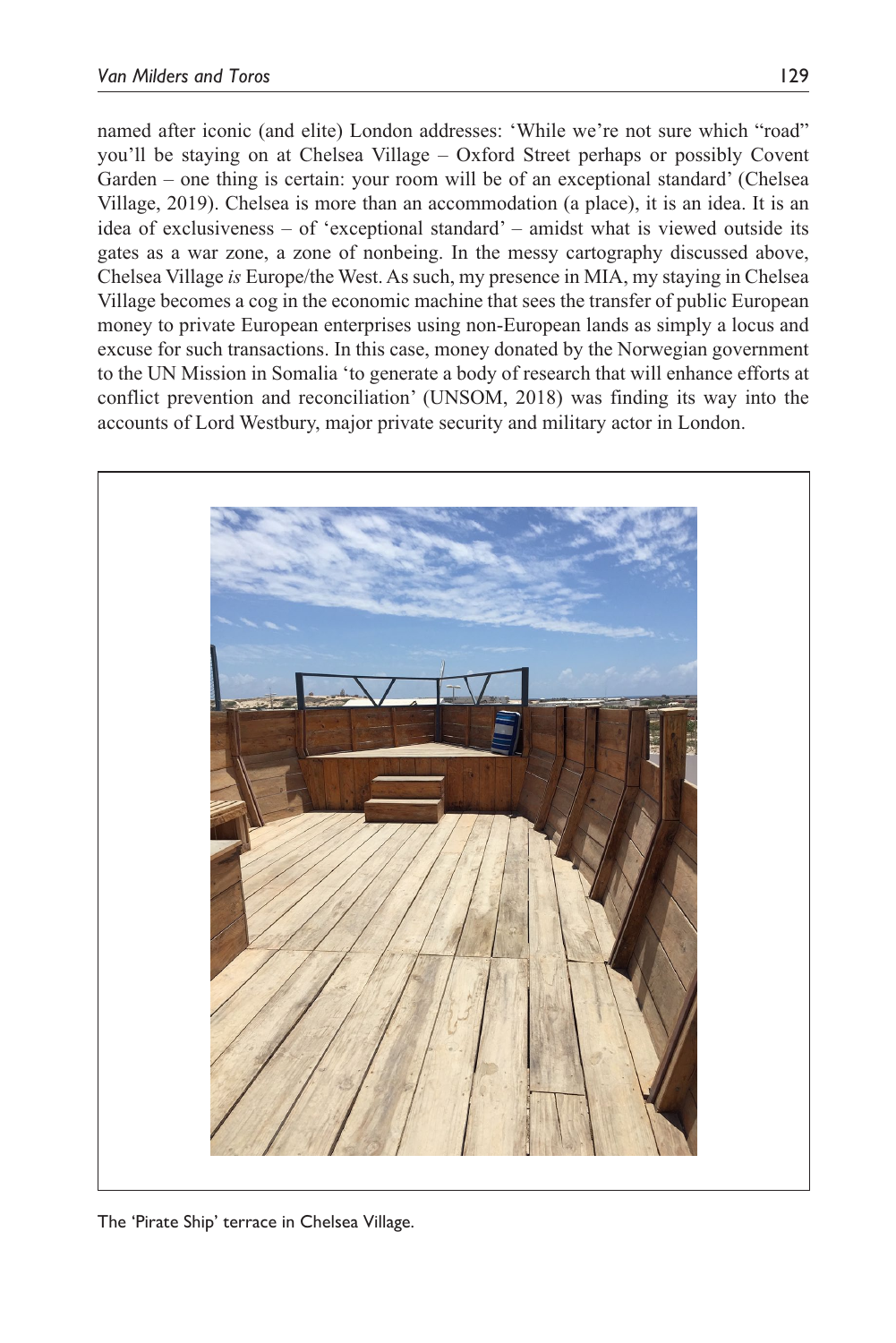named after iconic (and elite) London addresses: 'While we're not sure which "road" you'll be staying on at Chelsea Village – Oxford Street perhaps or possibly Covent Garden – one thing is certain: your room will be of an exceptional standard' (Chelsea Village, 2019). Chelsea is more than an accommodation (a place), it is an idea. It is an idea of exclusiveness – of 'exceptional standard' – amidst what is viewed outside its gates as a war zone, a zone of nonbeing. In the messy cartography discussed above, Chelsea Village *is* Europe/the West. As such, my presence in MIA, my staying in Chelsea Village becomes a cog in the economic machine that sees the transfer of public European money to private European enterprises using non-European lands as simply a locus and excuse for such transactions. In this case, money donated by the Norwegian government to the UN Mission in Somalia 'to generate a body of research that will enhance efforts at conflict prevention and reconciliation' (UNSOM, 2018) was finding its way into the accounts of Lord Westbury, major private security and military actor in London.

The 'Pirate Ship' terrace in Chelsea Village.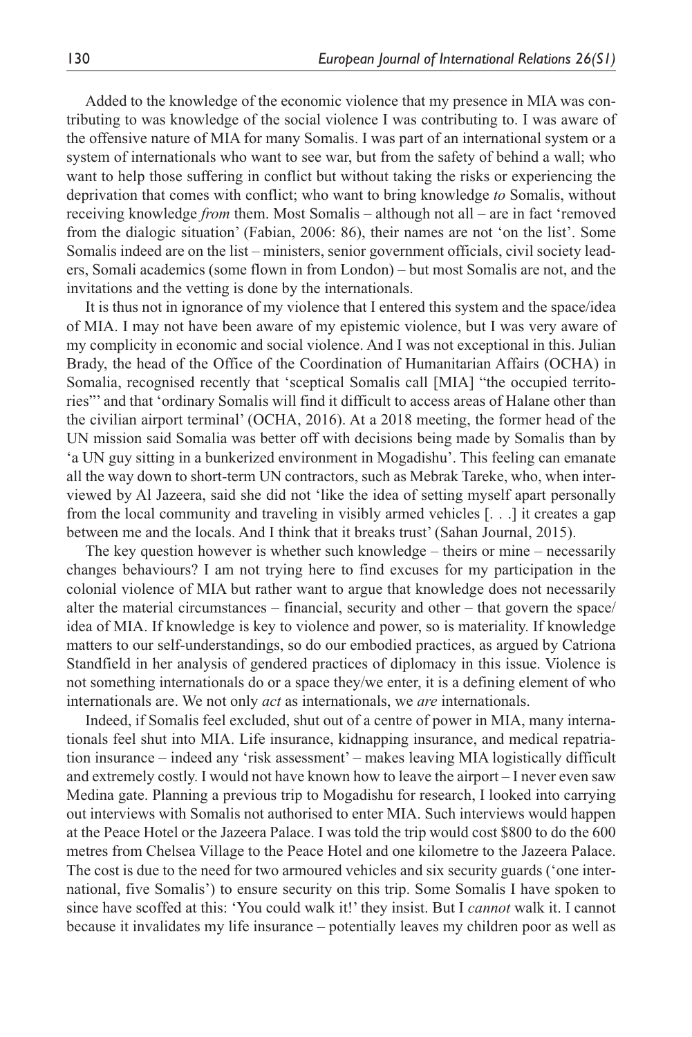Added to the knowledge of the economic violence that my presence in MIA was contributing to was knowledge of the social violence I was contributing to. I was aware of the offensive nature of MIA for many Somalis. I was part of an international system or a system of internationals who want to see war, but from the safety of behind a wall; who want to help those suffering in conflict but without taking the risks or experiencing the deprivation that comes with conflict; who want to bring knowledge *to* Somalis, without receiving knowledge *from* them. Most Somalis – although not all – are in fact 'removed from the dialogic situation' (Fabian, 2006: 86), their names are not 'on the list'. Some Somalis indeed are on the list – ministers, senior government officials, civil society leaders, Somali academics (some flown in from London) – but most Somalis are not, and the invitations and the vetting is done by the internationals.

It is thus not in ignorance of my violence that I entered this system and the space/idea of MIA. I may not have been aware of my epistemic violence, but I was very aware of my complicity in economic and social violence. And I was not exceptional in this. Julian Brady, the head of the Office of the Coordination of Humanitarian Affairs (OCHA) in Somalia, recognised recently that 'sceptical Somalis call [MIA] "the occupied territories"' and that 'ordinary Somalis will find it difficult to access areas of Halane other than the civilian airport terminal' (OCHA, 2016). At a 2018 meeting, the former head of the UN mission said Somalia was better off with decisions being made by Somalis than by 'a UN guy sitting in a bunkerized environment in Mogadishu'. This feeling can emanate all the way down to short-term UN contractors, such as Mebrak Tareke, who, when interviewed by Al Jazeera, said she did not 'like the idea of setting myself apart personally from the local community and traveling in visibly armed vehicles [. . .] it creates a gap between me and the locals. And I think that it breaks trust' (Sahan Journal, 2015).

The key question however is whether such knowledge – theirs or mine – necessarily changes behaviours? I am not trying here to find excuses for my participation in the colonial violence of MIA but rather want to argue that knowledge does not necessarily alter the material circumstances – financial, security and other – that govern the space/idea of MIA. If knowledge is key to violence and power, so is materiality. If knowledge matters to our self-understandings, so do our embodied practices, as argued by Catriona Standfield in her analysis of gendered practices of diplomacy in this issue. Violence is not something internationals do or a space they/we enter, it is a defining element of who internationals are. We not only *act* as internationals, we *are* internationals.

Indeed, if Somalis feel excluded, shut out of a centre of power in MIA, many internationals feel shut into MIA. Life insurance, kidnapping insurance, and medical repatriation insurance – indeed any 'risk assessment' – makes leaving MIA logistically difficult and extremely costly. I would not have known how to leave the airport – I never even saw Medina gate. Planning a previous trip to Mogadishu for research, I looked into carrying out interviews with Somalis not authorised to enter MIA. Such interviews would happen at the Peace Hotel or the Jazeera Palace. I was told the trip would cost $800 to do the 600 metres from Chelsea Village to the Peace Hotel and one kilometre to the Jazeera Palace. The cost is due to the need for two armoured vehicles and six security guards ('one international, five Somalis') to ensure security on this trip. Some Somalis I have spoken to since have scoffed at this: 'You could walk it!' they insist. But I *cannot* walk it. I cannot because it invalidates my life insurance – potentially leaves my children poor as well as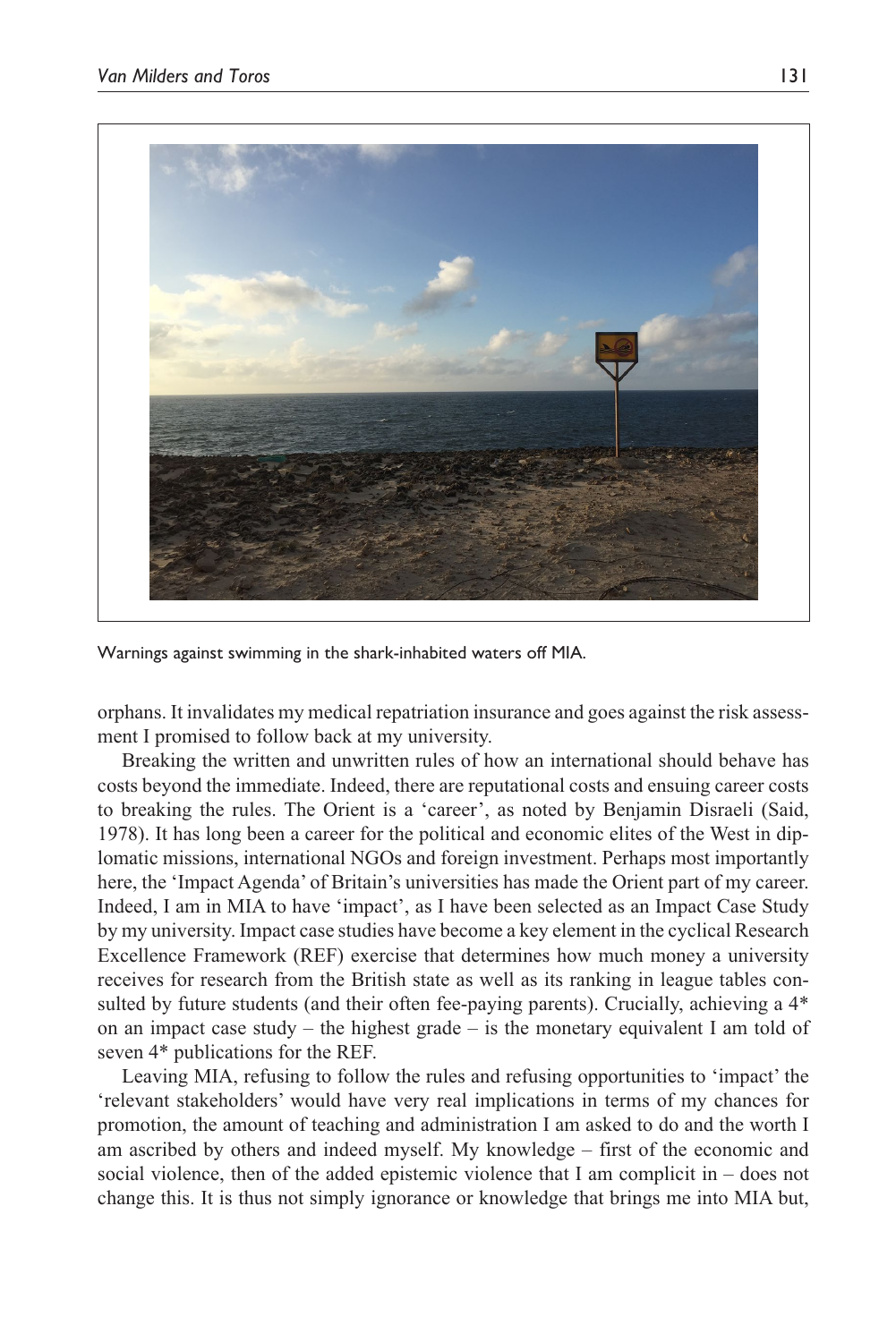Warnings against swimming in the shark-inhabited waters off MIA.

orphans. It invalidates my medical repatriation insurance and goes against the risk assessment I promised to follow back at my university.

Breaking the written and unwritten rules of how an international should behave has costs beyond the immediate. Indeed, there are reputational costs and ensuing career costs to breaking the rules. The Orient is a 'career', as noted by Benjamin Disraeli (Said, 1978). It has long been a career for the political and economic elites of the West in diplomatic missions, international NGOs and foreign investment. Perhaps most importantly here, the 'Impact Agenda' of Britain's universities has made the Orient part of my career. Indeed, I am in MIA to have 'impact', as I have been selected as an Impact Case Study by my university. Impact case studies have become a key element in the cyclical Research Excellence Framework (REF) exercise that determines how much money a university receives for research from the British state as well as its ranking in league tables consulted by future students (and their often fee-paying parents). Crucially, achieving a 4* on an impact case study – the highest grade – is the monetary equivalent I am told of seven 4* publications for the REF.

Leaving MIA, refusing to follow the rules and refusing opportunities to 'impact' the 'relevant stakeholders' would have very real implications in terms of my chances for promotion, the amount of teaching and administration I am asked to do and the worth I am ascribed by others and indeed myself. My knowledge – first of the economic and social violence, then of the added epistemic violence that I am complicit in – does not change this. It is thus not simply ignorance or knowledge that brings me into MIA but,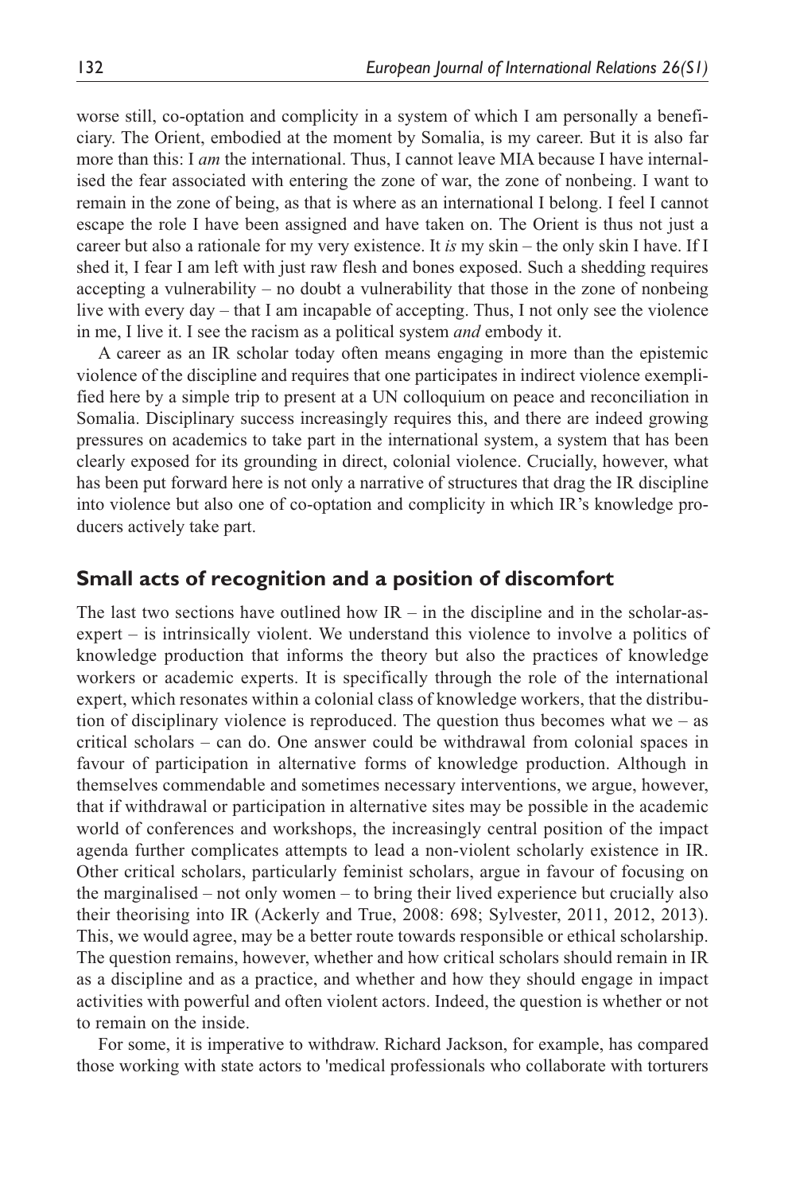worse still, co-optation and complicity in a system of which I am personally a beneficiary. The Orient, embodied at the moment by Somalia, is my career. But it is also far more than this: I *am* the international. Thus, I cannot leave MIA because I have internalised the fear associated with entering the zone of war, the zone of nonbeing. I want to remain in the zone of being, as that is where as an international I belong. I feel I cannot escape the role I have been assigned and have taken on. The Orient is thus not just a career but also a rationale for my very existence. It *is* my skin – the only skin I have. If I shed it, I fear I am left with just raw flesh and bones exposed. Such a shedding requires accepting a vulnerability – no doubt a vulnerability that those in the zone of nonbeing live with every day – that I am incapable of accepting. Thus, I not only see the violence in me, I live it. I see the racism as a political system *and* embody it.

A career as an IR scholar today often means engaging in more than the epistemic violence of the discipline and requires that one participates in indirect violence exemplified here by a simple trip to present at a UN colloquium on peace and reconciliation in Somalia. Disciplinary success increasingly requires this, and there are indeed growing pressures on academics to take part in the international system, a system that has been clearly exposed for its grounding in direct, colonial violence. Crucially, however, what has been put forward here is not only a narrative of structures that drag the IR discipline into violence but also one of co-optation and complicity in which IR's knowledge producers actively take part.

## Small acts of recognition and a position of discomfort

The last two sections have outlined how IR – in the discipline and in the scholar-as-expert – is intrinsically violent. We understand this violence to involve a politics of knowledge production that informs the theory but also the practices of knowledge workers or academic experts. It is specifically through the role of the international expert, which resonates within a colonial class of knowledge workers, that the distribution of disciplinary violence is reproduced. The question thus becomes what we – as critical scholars – can do. One answer could be withdrawal from colonial spaces in favour of participation in alternative forms of knowledge production. Although in themselves commendable and sometimes necessary interventions, we argue, however, that if withdrawal or participation in alternative sites may be possible in the academic world of conferences and workshops, the increasingly central position of the impact agenda further complicates attempts to lead a non-violent scholarly existence in IR. Other critical scholars, particularly feminist scholars, argue in favour of focusing on the marginalised – not only women – to bring their lived experience but crucially also their theorising into IR (Ackerly and True, 2008: 698; Sylvester, 2011, 2012, 2013). This, we would agree, may be a better route towards responsible or ethical scholarship. The question remains, however, whether and how critical scholars should remain in IR as a discipline and as a practice, and whether and how they should engage in impact activities with powerful and often violent actors. Indeed, the question is whether or not to remain on the inside.

For some, it is imperative to withdraw. Richard Jackson, for example, has compared those working with state actors to 'medical professionals who collaborate with torturers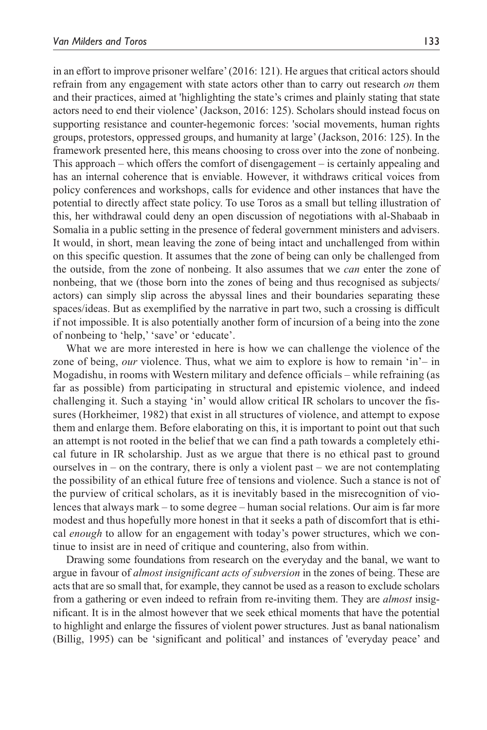in an effort to improve prisoner welfare' (2016: 121). He argues that critical actors should refrain from any engagement with state actors other than to carry out research *on* them and their practices, aimed at 'highlighting the state's crimes and plainly stating that state actors need to end their violence' (Jackson, 2016: 125). Scholars should instead focus on supporting resistance and counter-hegemonic forces: 'social movements, human rights groups, protestors, oppressed groups, and humanity at large' (Jackson, 2016: 125). In the framework presented here, this means choosing to cross over into the zone of nonbeing. This approach – which offers the comfort of disengagement – is certainly appealing and has an internal coherence that is enviable. However, it withdraws critical voices from policy conferences and workshops, calls for evidence and other instances that have the potential to directly affect state policy. To use Toros as a small but telling illustration of this, her withdrawal could deny an open discussion of negotiations with al-Shabaab in Somalia in a public setting in the presence of federal government ministers and advisers. It would, in short, mean leaving the zone of being intact and unchallenged from within on this specific question. It assumes that the zone of being can only be challenged from the outside, from the zone of nonbeing. It also assumes that we *can* enter the zone of nonbeing, that we (those born into the zones of being and thus recognised as subjects/actors) can simply slip across the abyssal lines and their boundaries separating these spaces/ideas. But as exemplified by the narrative in part two, such a crossing is difficult if not impossible. It is also potentially another form of incursion of a being into the zone of nonbeing to 'help,' 'save' or 'educate'.

What we are more interested in here is how we can challenge the violence of the zone of being, *our* violence. Thus, what we aim to explore is how to remain 'in'– in Mogadishu, in rooms with Western military and defence officials – while refraining (as far as possible) from participating in structural and epistemic violence, and indeed challenging it. Such a staying 'in' would allow critical IR scholars to uncover the fissures (Horkheimer, 1982) that exist in all structures of violence, and attempt to expose them and enlarge them. Before elaborating on this, it is important to point out that such an attempt is not rooted in the belief that we can find a path towards a completely ethical future in IR scholarship. Just as we argue that there is no ethical past to ground ourselves in – on the contrary, there is only a violent past – we are not contemplating the possibility of an ethical future free of tensions and violence. Such a stance is not of the purview of critical scholars, as it is inevitably based in the misrecognition of violences that always mark – to some degree – human social relations. Our aim is far more modest and thus hopefully more honest in that it seeks a path of discomfort that is ethical *enough* to allow for an engagement with today's power structures, which we continue to insist are in need of critique and countering, also from within.

Drawing some foundations from research on the everyday and the banal, we want to argue in favour of *almost insignificant acts of subversion* in the zones of being. These are acts that are so small that, for example, they cannot be used as a reason to exclude scholars from a gathering or even indeed to refrain from re-inviting them. They are *almost* insignificant. It is in the almost however that we seek ethical moments that have the potential to highlight and enlarge the fissures of violent power structures. Just as banal nationalism (Billig, 1995) can be 'significant and political' and instances of 'everyday peace' and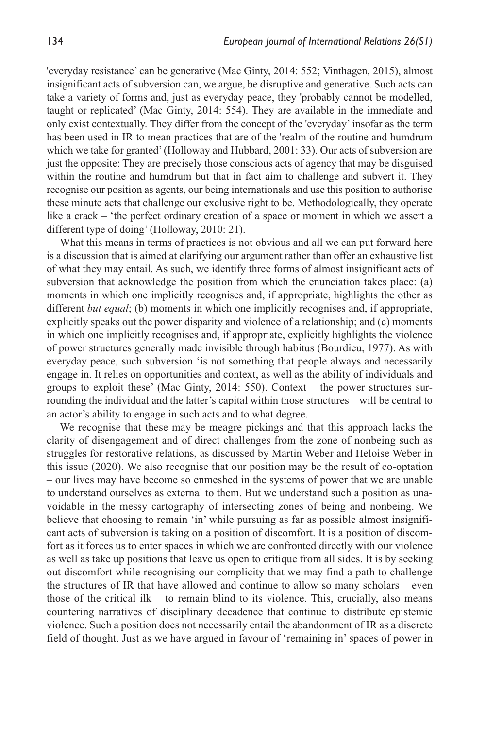'everyday resistance' can be generative (Mac Ginty, 2014: 552; Vinthagen, 2015), almost insignificant acts of subversion can, we argue, be disruptive and generative. Such acts can take a variety of forms and, just as everyday peace, they 'probably cannot be modelled, taught or replicated' (Mac Ginty, 2014: 554). They are available in the immediate and only exist contextually. They differ from the concept of the 'everyday' insofar as the term has been used in IR to mean practices that are of the 'realm of the routine and humdrum which we take for granted' (Holloway and Hubbard, 2001: 33). Our acts of subversion are just the opposite: They are precisely those conscious acts of agency that may be disguised within the routine and humdrum but that in fact aim to challenge and subvert it. They recognise our position as agents, our being internationals and use this position to authorise these minute acts that challenge our exclusive right to be. Methodologically, they operate like a crack – 'the perfect ordinary creation of a space or moment in which we assert a different type of doing' (Holloway, 2010: 21).

What this means in terms of practices is not obvious and all we can put forward here is a discussion that is aimed at clarifying our argument rather than offer an exhaustive list of what they may entail. As such, we identify three forms of almost insignificant acts of subversion that acknowledge the position from which the enunciation takes place: (a) moments in which one implicitly recognises and, if appropriate, highlights the other as different *but equal*; (b) moments in which one implicitly recognises and, if appropriate, explicitly speaks out the power disparity and violence of a relationship; and (c) moments in which one implicitly recognises and, if appropriate, explicitly highlights the violence of power structures generally made invisible through habitus (Bourdieu, 1977). As with everyday peace, such subversion 'is not something that people always and necessarily engage in. It relies on opportunities and context, as well as the ability of individuals and groups to exploit these' (Mac Ginty, 2014: 550). Context – the power structures surrounding the individual and the latter's capital within those structures – will be central to an actor's ability to engage in such acts and to what degree.

We recognise that these may be meagre pickings and that this approach lacks the clarity of disengagement and of direct challenges from the zone of nonbeing such as struggles for restorative relations, as discussed by Martin Weber and Heloise Weber in this issue (2020). We also recognise that our position may be the result of co-optation – our lives may have become so enmeshed in the systems of power that we are unable to understand ourselves as external to them. But we understand such a position as unavoidable in the messy cartography of intersecting zones of being and nonbeing. We believe that choosing to remain 'in' while pursuing as far as possible almost insignificant acts of subversion is taking on a position of discomfort. It is a position of discomfort as it forces us to enter spaces in which we are confronted directly with our violence as well as take up positions that leave us open to critique from all sides. It is by seeking out discomfort while recognising our complicity that we may find a path to challenge the structures of IR that have allowed and continue to allow so many scholars – even those of the critical ilk – to remain blind to its violence. This, crucially, also means countering narratives of disciplinary decadence that continue to distribute epistemic violence. Such a position does not necessarily entail the abandonment of IR as a discrete field of thought. Just as we have argued in favour of 'remaining in' spaces of power in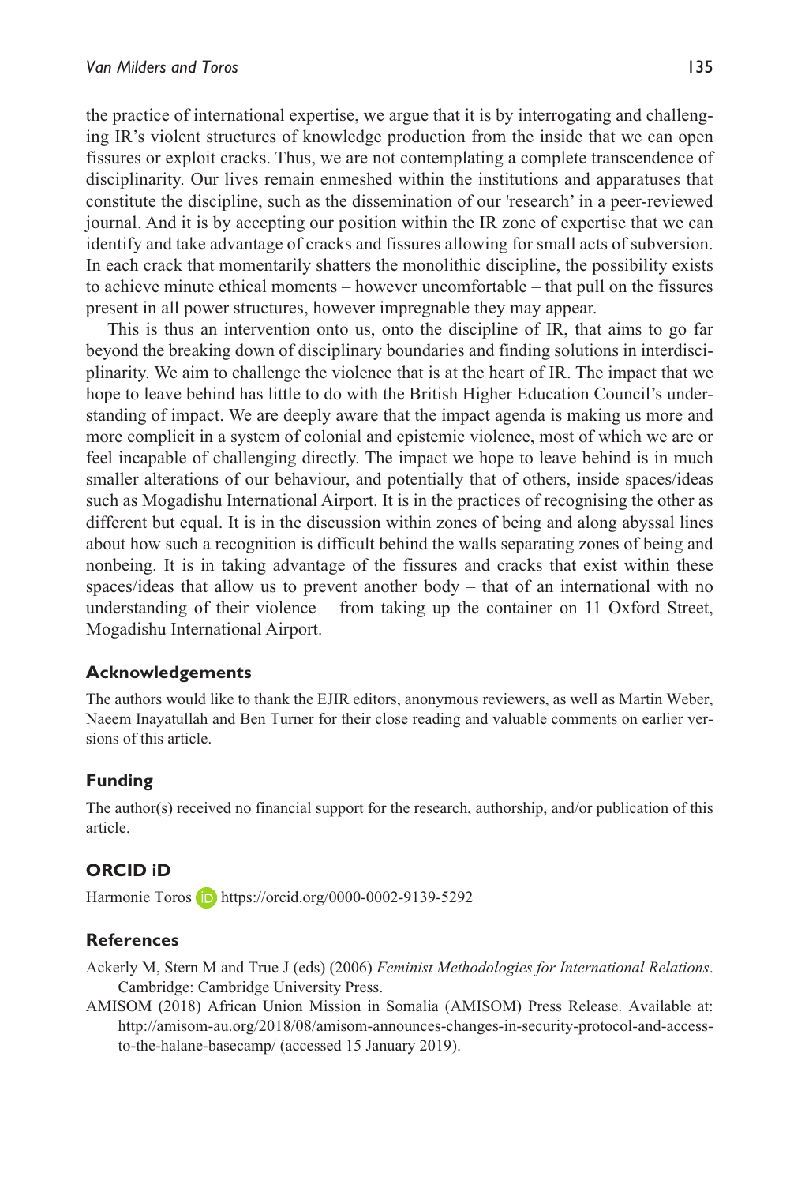the practice of international expertise, we argue that it is by interrogating and challenging IR's violent structures of knowledge production from the inside that we can open fissures or exploit cracks. Thus, we are not contemplating a complete transcendence of disciplinarity. Our lives remain enmeshed within the institutions and apparatuses that constitute the discipline, such as the dissemination of our 'research' in a peer-reviewed journal. And it is by accepting our position within the IR zone of expertise that we can identify and take advantage of cracks and fissures allowing for small acts of subversion. In each crack that momentarily shatters the monolithic discipline, the possibility exists to achieve minute ethical moments – however uncomfortable – that pull on the fissures present in all power structures, however impregnable they may appear.

This is thus an intervention onto us, onto the discipline of IR, that aims to go far beyond the breaking down of disciplinary boundaries and finding solutions in interdisciplinarity. We aim to challenge the violence that is at the heart of IR. The impact that we hope to leave behind has little to do with the British Higher Education Council's understanding of impact. We are deeply aware that the impact agenda is making us more and more complicit in a system of colonial and epistemic violence, most of which we are or feel incapable of challenging directly. The impact we hope to leave behind is in much smaller alterations of our behaviour, and potentially that of others, inside spaces/ideas such as Mogadishu International Airport. It is in the practices of recognising the other as different but equal. It is in the discussion within zones of being and along abyssal lines about how such a recognition is difficult behind the walls separating zones of being and nonbeing. It is in taking advantage of the fissures and cracks that exist within these spaces/ideas that allow us to prevent another body – that of an international with no understanding of their violence – from taking up the container on 11 Oxford Street, Mogadishu International Airport.

## Acknowledgements

The authors would like to thank the EJIR editors, anonymous reviewers, as well as Martin Weber, Naeem Inayatullah and Ben Turner for their close reading and valuable comments on earlier versions of this article.

## Funding

The author(s) received no financial support for the research, authorship, and/or publication of this article.

## ORCID iD

Harmonie Toros https://orcid.org/0000-0002-9139-5292

## References

Ackerly M, Stern M and True J (eds) (2006) *Feminist Methodologies for International Relations*. Cambridge: Cambridge University Press.

AMISOM (2018) African Union Mission in Somalia (AMISOM) Press Release. Available at: http://amisom-au.org/2018/08/amisom-announces-changes-in-security-protocol-and-access-to-the-halane-basecamp/ (accessed 15 January 2019).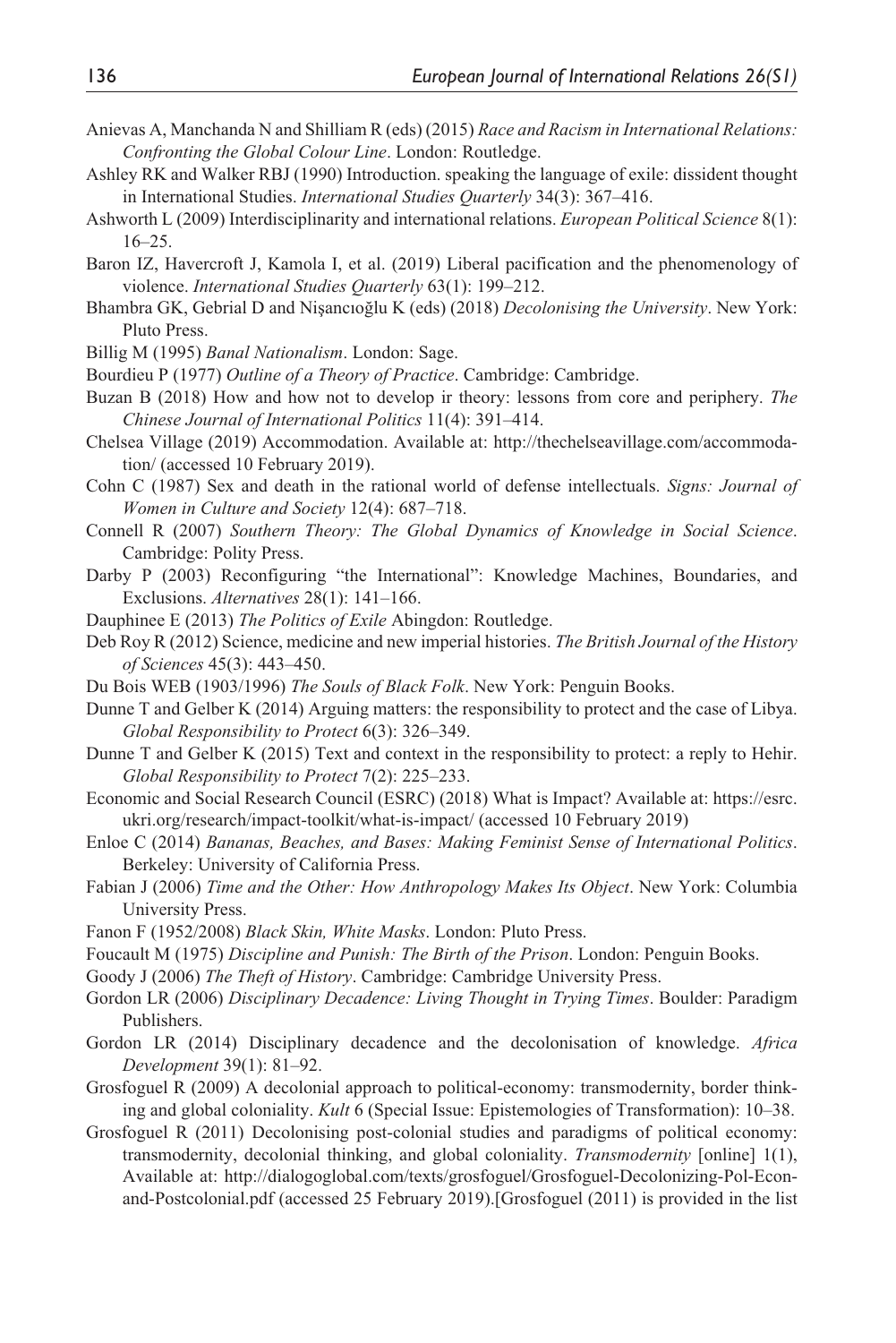Anievas A, Manchanda N and Shilliam R (eds) (2015) *Race and Racism in International Relations: Confronting the Global Colour Line*. London: Routledge.

Ashley RK and Walker RBJ (1990) Introduction. speaking the language of exile: dissident thought in International Studies. *International Studies Quarterly* 34(3): 367–416.

Ashworth L (2009) Interdisciplinarity and international relations. *European Political Science* 8(1): 16–25.

Baron IZ, Havercroft J, Kamola I, et al. (2019) Liberal pacification and the phenomenology of violence. *International Studies Quarterly* 63(1): 199–212.

Bhambra GK, Gebrial D and Nişancıoğlu K (eds) (2018) *Decolonising the University*. New York: Pluto Press.

Billig M (1995) *Banal Nationalism*. London: Sage.

Bourdieu P (1977) *Outline of a Theory of Practice*. Cambridge: Cambridge.

Buzan B (2018) How and how not to develop ir theory: lessons from core and periphery. *The Chinese Journal of International Politics* 11(4): 391–414.

Chelsea Village (2019) Accommodation. Available at: http://thechelseavillage.com/accommodation/ (accessed 10 February 2019).

Cohn C (1987) Sex and death in the rational world of defense intellectuals. *Signs: Journal of Women in Culture and Society* 12(4): 687–718.

Connell R (2007) *Southern Theory: The Global Dynamics of Knowledge in Social Science*. Cambridge: Polity Press.

Darby P (2003) Reconfiguring "the International": Knowledge Machines, Boundaries, and Exclusions. *Alternatives* 28(1): 141–166.

Dauphinee E (2013) *The Politics of Exile* Abingdon: Routledge.

Deb Roy R (2012) Science, medicine and new imperial histories. *The British Journal of the History of Sciences* 45(3): 443–450.

Du Bois WEB (1903/1996) *The Souls of Black Folk*. New York: Penguin Books.

Dunne T and Gelber K (2014) Arguing matters: the responsibility to protect and the case of Libya. *Global Responsibility to Protect* 6(3): 326–349.

Dunne T and Gelber K (2015) Text and context in the responsibility to protect: a reply to Hehir. *Global Responsibility to Protect* 7(2): 225–233.

Economic and Social Research Council (ESRC) (2018) What is Impact? Available at: https://esrc.ukri.org/research/impact-toolkit/what-is-impact/ (accessed 10 February 2019)

Enloe C (2014) *Bananas, Beaches, and Bases: Making Feminist Sense of International Politics*. Berkeley: University of California Press.

Fabian J (2006) *Time and the Other: How Anthropology Makes Its Object*. New York: Columbia University Press.

Fanon F (1952/2008) *Black Skin, White Masks*. London: Pluto Press.

Foucault M (1975) *Discipline and Punish: The Birth of the Prison*. London: Penguin Books.

Goody J (2006) *The Theft of History*. Cambridge: Cambridge University Press.

Gordon LR (2006) *Disciplinary Decadence: Living Thought in Trying Times*. Boulder: Paradigm Publishers.

Gordon LR (2014) Disciplinary decadence and the decolonisation of knowledge. *Africa Development* 39(1): 81–92.

Grosfoguel R (2009) A decolonial approach to political-economy: transmodernity, border thinking and global coloniality. *Kult* 6 (Special Issue: Epistemologies of Transformation): 10–38.

Grosfoguel R (2011) Decolonising post-colonial studies and paradigms of political economy: transmodernity, decolonial thinking, and global coloniality. *Transmodernity* [online] 1(1), Available at: http://dialogoglobal.com/texts/grosfoguel/Grosfoguel-Decolonizing-Pol-Econ-and-Postcolonial.pdf (accessed 25 February 2019).[Grosfoguel (2011) is provided in the list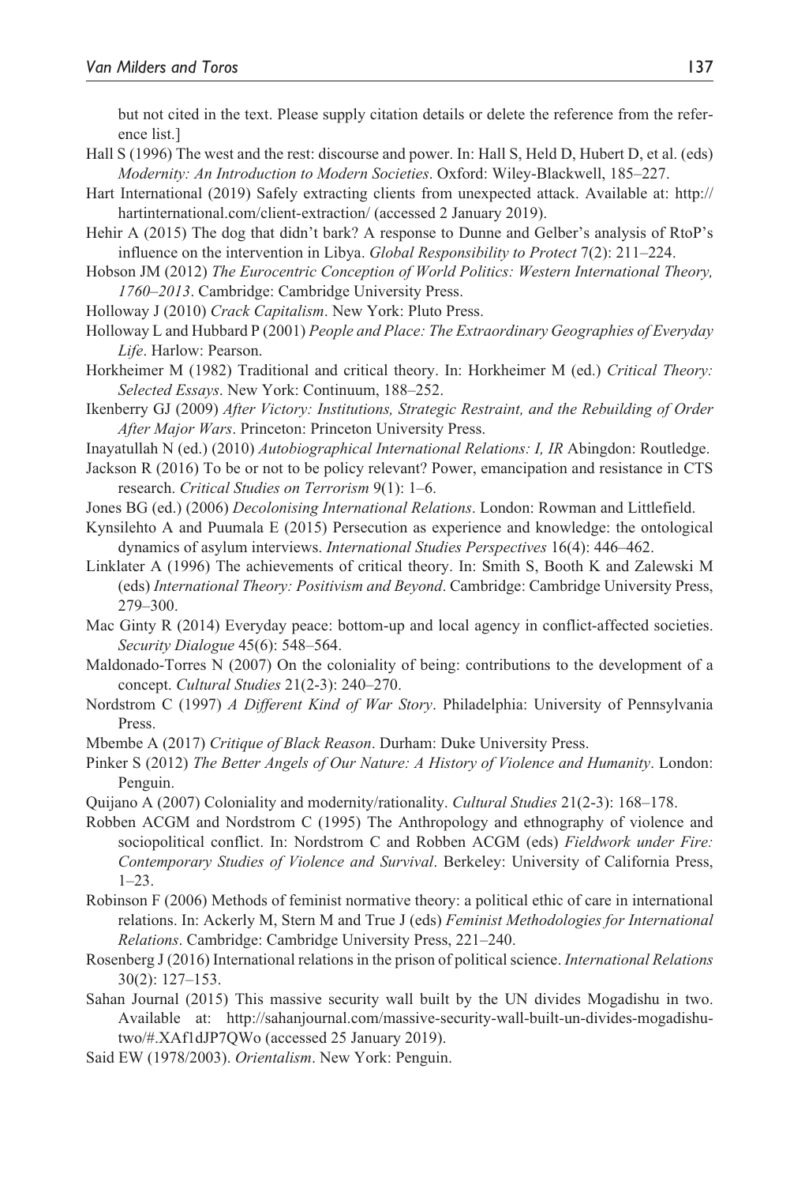but not cited in the text. Please supply citation details or delete the reference from the reference list.]

Hall S (1996) The west and the rest: discourse and power. In: Hall S, Held D, Hubert D, et al. (eds) *Modernity: An Introduction to Modern Societies*. Oxford: Wiley-Blackwell, 185–227.

Hart International (2019) Safely extracting clients from unexpected attack. Available at: http://hartinternational.com/client-extraction/ (accessed 2 January 2019).

Hehir A (2015) The dog that didn't bark? A response to Dunne and Gelber's analysis of RtoP's influence on the intervention in Libya. *Global Responsibility to Protect* 7(2): 211–224.

Hobson JM (2012) *The Eurocentric Conception of World Politics: Western International Theory, 1760–2013*. Cambridge: Cambridge University Press.

Holloway J (2010) *Crack Capitalism*. New York: Pluto Press.

Holloway L and Hubbard P (2001) *People and Place: The Extraordinary Geographies of Everyday Life*. Harlow: Pearson.

Horkheimer M (1982) Traditional and critical theory. In: Horkheimer M (ed.) *Critical Theory: Selected Essays*. New York: Continuum, 188–252.

Ikenberry GJ (2009) *After Victory: Institutions, Strategic Restraint, and the Rebuilding of Order After Major Wars*. Princeton: Princeton University Press.

Inayatullah N (ed.) (2010) *Autobiographical International Relations: I, IR* Abingdon: Routledge.

Jackson R (2016) To be or not to be policy relevant? Power, emancipation and resistance in CTS research. *Critical Studies on Terrorism* 9(1): 1–6.

Jones BG (ed.) (2006) *Decolonising International Relations*. London: Rowman and Littlefield.

Kynsilehto A and Puumala E (2015) Persecution as experience and knowledge: the ontological dynamics of asylum interviews. *International Studies Perspectives* 16(4): 446–462.

Linklater A (1996) The achievements of critical theory. In: Smith S, Booth K and Zalewski M (eds) *International Theory: Positivism and Beyond*. Cambridge: Cambridge University Press, 279–300.

Mac Ginty R (2014) Everyday peace: bottom-up and local agency in conflict-affected societies. *Security Dialogue* 45(6): 548–564.

Maldonado-Torres N (2007) On the coloniality of being: contributions to the development of a concept. *Cultural Studies* 21(2-3): 240–270.

Nordstrom C (1997) *A Different Kind of War Story*. Philadelphia: University of Pennsylvania Press.

Mbembe A (2017) *Critique of Black Reason*. Durham: Duke University Press.

Pinker S (2012) *The Better Angels of Our Nature: A History of Violence and Humanity*. London: Penguin.

Quijano A (2007) Coloniality and modernity/rationality. *Cultural Studies* 21(2-3): 168–178.

Robben ACGM and Nordstrom C (1995) The Anthropology and ethnography of violence and sociopolitical conflict. In: Nordstrom C and Robben ACGM (eds) *Fieldwork under Fire: Contemporary Studies of Violence and Survival*. Berkeley: University of California Press, 1–23.

Robinson F (2006) Methods of feminist normative theory: a political ethic of care in international relations. In: Ackerly M, Stern M and True J (eds) *Feminist Methodologies for International Relations*. Cambridge: Cambridge University Press, 221–240.

Rosenberg J (2016) International relations in the prison of political science. *International Relations* 30(2): 127–153.

Sahan Journal (2015) This massive security wall built by the UN divides Mogadishu in two. Available at: http://sahanjournal.com/massive-security-wall-built-un-divides-mogadishu-two/#.XAf1dJP7QWo (accessed 25 January 2019).

Said EW (1978/2003). *Orientalism*. New York: Penguin.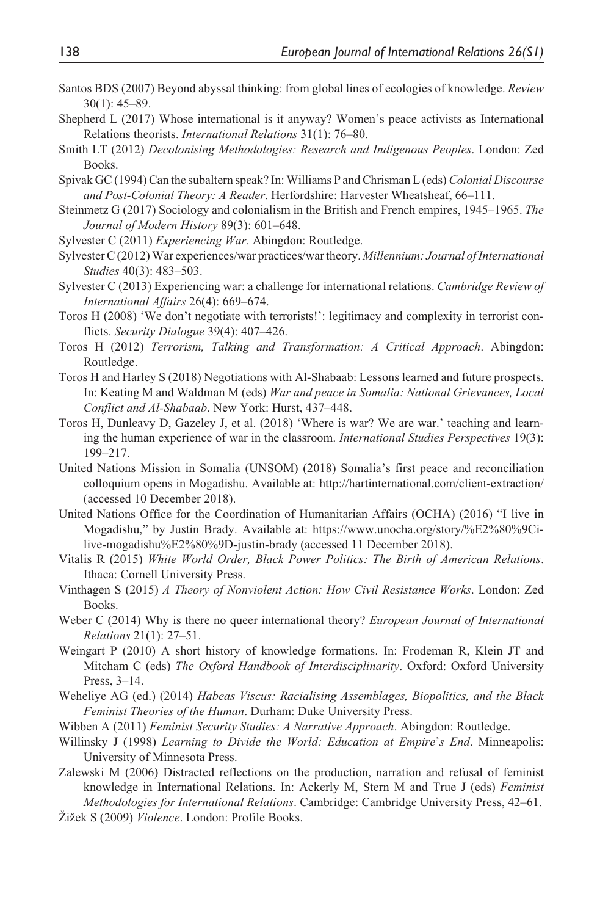Santos BDS (2007) Beyond abyssal thinking: from global lines of ecologies of knowledge. *Review* 30(1): 45–89.

Shepherd L (2017) Whose international is it anyway? Women's peace activists as International Relations theorists. *International Relations* 31(1): 76–80.

Smith LT (2012) *Decolonising Methodologies: Research and Indigenous Peoples*. London: Zed Books.

Spivak GC (1994) Can the subaltern speak? In: Williams P and Chrisman L (eds) *Colonial Discourse and Post-Colonial Theory: A Reader*. Herfordshire: Harvester Wheatsheaf, 66–111.

Steinmetz G (2017) Sociology and colonialism in the British and French empires, 1945–1965. *The Journal of Modern History* 89(3): 601–648.

Sylvester C (2011) *Experiencing War*. Abingdon: Routledge.

Sylvester C (2012) War experiences/war practices/war theory. *Millennium: Journal of International Studies* 40(3): 483–503.

Sylvester C (2013) Experiencing war: a challenge for international relations. *Cambridge Review of International Affairs* 26(4): 669–674.

Toros H (2008) 'We don't negotiate with terrorists!': legitimacy and complexity in terrorist conflicts. *Security Dialogue* 39(4): 407–426.

Toros H (2012) *Terrorism, Talking and Transformation: A Critical Approach*. Abingdon: Routledge.

Toros H and Harley S (2018) Negotiations with Al-Shabaab: Lessons learned and future prospects. In: Keating M and Waldman M (eds) *War and peace in Somalia: National Grievances, Local Conflict and Al-Shabaab*. New York: Hurst, 437–448.

Toros H, Dunleavy D, Gazeley J, et al. (2018) 'Where is war? We are war.' teaching and learning the human experience of war in the classroom. *International Studies Perspectives* 19(3): 199–217.

United Nations Mission in Somalia (UNSOM) (2018) Somalia's first peace and reconciliation colloquium opens in Mogadishu. Available at: http://hartinternational.com/client-extraction/ (accessed 10 December 2018).

United Nations Office for the Coordination of Humanitarian Affairs (OCHA) (2016) "I live in Mogadishu," by Justin Brady. Available at: https://www.unocha.org/story/%E2%80%9Ci-live-mogadishu%E2%80%9D-justin-brady (accessed 11 December 2018).

Vitalis R (2015) *White World Order, Black Power Politics: The Birth of American Relations*. Ithaca: Cornell University Press.

Vinthagen S (2015) *A Theory of Nonviolent Action: How Civil Resistance Works*. London: Zed Books.

Weber C (2014) Why is there no queer international theory? *European Journal of International Relations* 21(1): 27–51.

Weingart P (2010) A short history of knowledge formations. In: Frodeman R, Klein JT and Mitcham C (eds) *The Oxford Handbook of Interdisciplinarity*. Oxford: Oxford University Press, 3–14.

Weheliye AG (ed.) (2014) *Habeas Viscus: Racialising Assemblages, Biopolitics, and the Black Feminist Theories of the Human*. Durham: Duke University Press.

Wibben A (2011) *Feminist Security Studies: A Narrative Approach*. Abingdon: Routledge.

Willinsky J (1998) *Learning to Divide the World: Education at Empire's End*. Minneapolis: University of Minnesota Press.

Zalewski M (2006) Distracted reflections on the production, narration and refusal of feminist knowledge in International Relations. In: Ackerly M, Stern M and True J (eds) *Feminist Methodologies for International Relations*. Cambridge: Cambridge University Press, 42–61.

Žižek S (2009) *Violence*. London: Profile Books.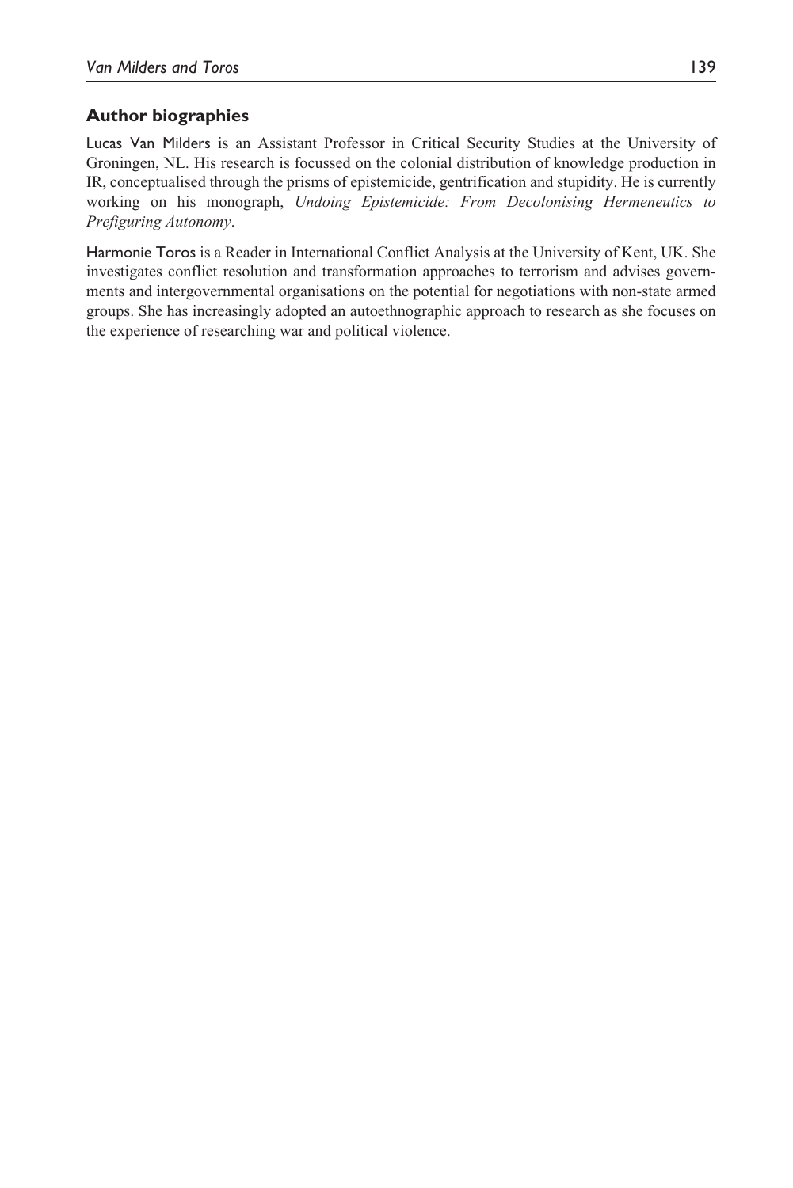## Author biographies

**Lucas Van Milders** is an Assistant Professor in Critical Security Studies at the University of Groningen, NL. His research is focussed on the colonial distribution of knowledge production in IR, conceptualised through the prisms of epistemicide, gentrification and stupidity. He is currently working on his monograph, *Undoing Epistemicide: From Decolonising Hermeneutics to Prefiguring Autonomy*.

**Harmonie Toros** is a Reader in International Conflict Analysis at the University of Kent, UK. She investigates conflict resolution and transformation approaches to terrorism and advises governments and intergovernmental organisations on the potential for negotiations with non-state armed groups. She has increasingly adopted an autoethnographic approach to research as she focuses on the experience of researching war and political violence.